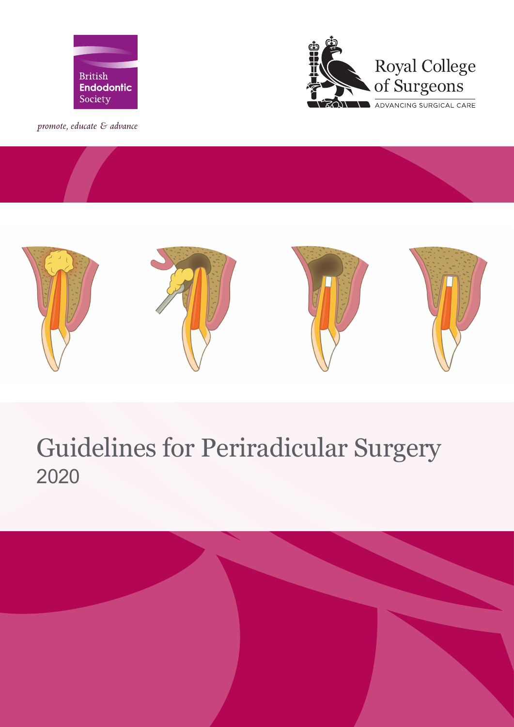British Endodontic Society

*promote, educate & advance*

Royal College of Surgeons

ADVANCING SURGICAL CARE

# Guidelines for Periradicular Surgery

2020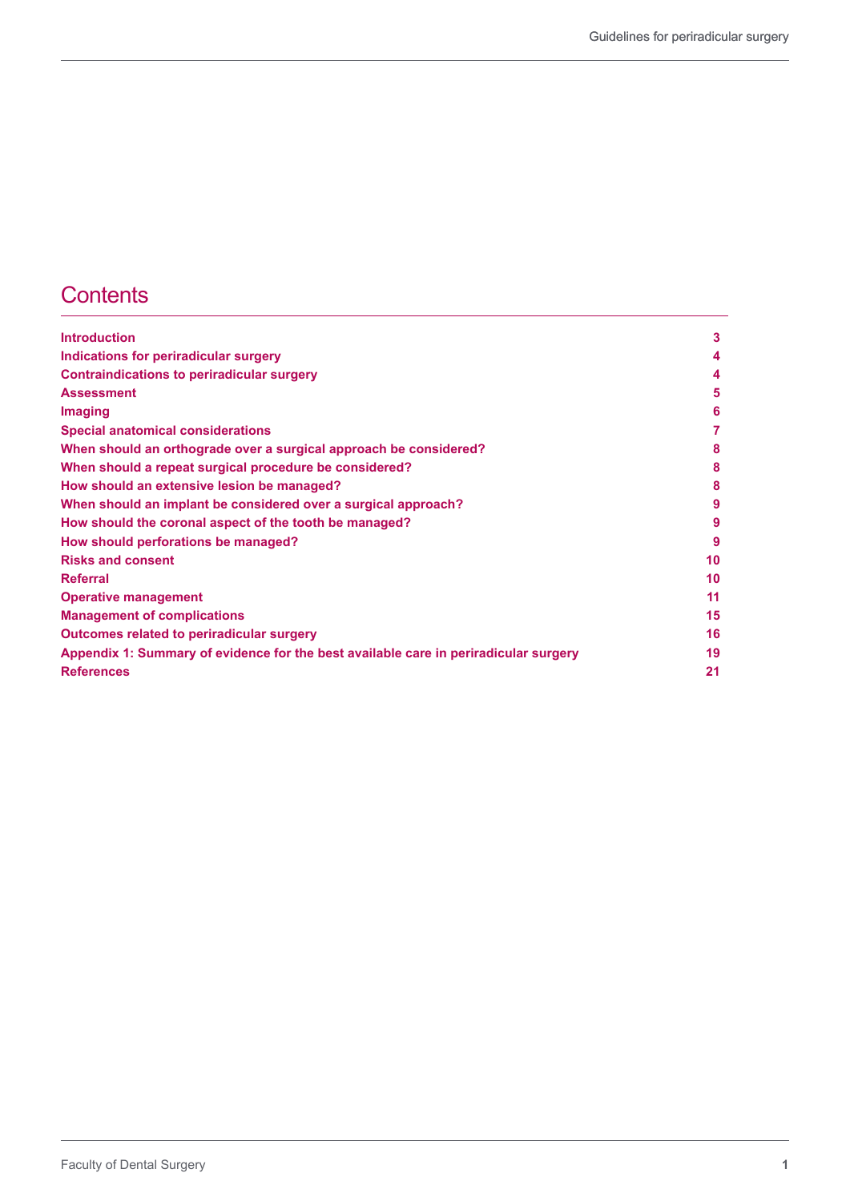## Contents

| | |
|---|---|
| **Introduction** | **3** |
| **Indications for periradicular surgery** | **4** |
| **Contraindications to periradicular surgery** | **4** |
| **Assessment** | **5** |
| **Imaging** | **6** |
| **Special anatomical considerations** | **7** |
| **When should an orthograde over a surgical approach be considered?** | **8** |
| **When should a repeat surgical procedure be considered?** | **8** |
| **How should an extensive lesion be managed?** | **8** |
| **When should an implant be considered over a surgical approach?** | **9** |
| **How should the coronal aspect of the tooth be managed?** | **9** |
| **How should perforations be managed?** | **9** |
| **Risks and consent** | **10** |
| **Referral** | **10** |
| **Operative management** | **11** |
| **Management of complications** | **15** |
| **Outcomes related to periradicular surgery** | **16** |
| **Appendix 1: Summary of evidence for the best available care in periradicular surgery** | **19** |
| **References** | **21** |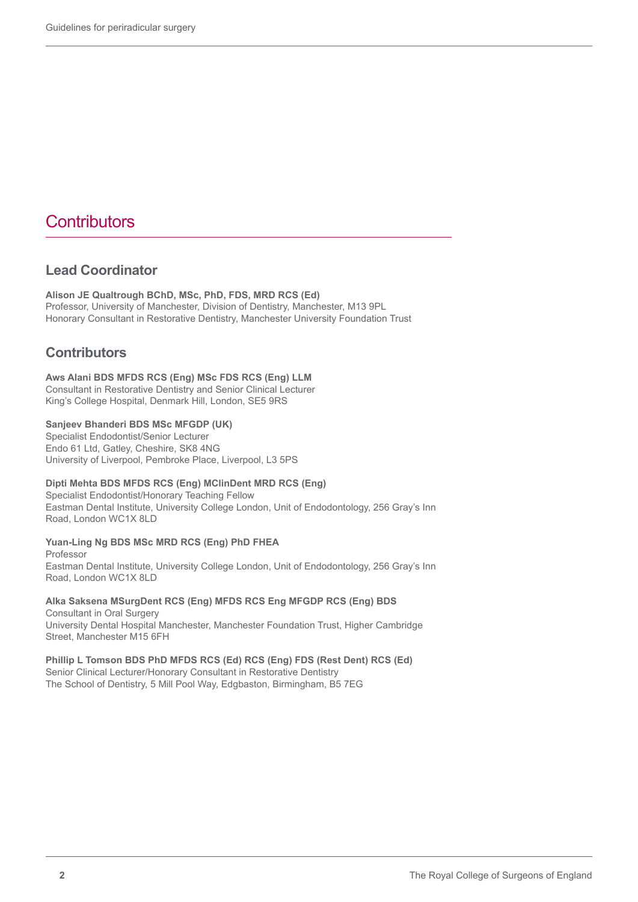# Contributors

## Lead Coordinator

**Alison JE Qualtrough BChD, MSc, PhD, FDS, MRD RCS (Ed)**
Professor, University of Manchester, Division of Dentistry, Manchester, M13 9PL
Honorary Consultant in Restorative Dentistry, Manchester University Foundation Trust

## Contributors

**Aws Alani BDS MFDS RCS (Eng) MSc FDS RCS (Eng) LLM**
Consultant in Restorative Dentistry and Senior Clinical Lecturer
King's College Hospital, Denmark Hill, London, SE5 9RS

**Sanjeev Bhanderi BDS MSc MFGDP (UK)**
Specialist Endodontist/Senior Lecturer
Endo 61 Ltd, Gatley, Cheshire, SK8 4NG
University of Liverpool, Pembroke Place, Liverpool, L3 5PS

**Dipti Mehta BDS MFDS RCS (Eng) MClinDent MRD RCS (Eng)**
Specialist Endodontist/Honorary Teaching Fellow
Eastman Dental Institute, University College London, Unit of Endodontology, 256 Gray's Inn Road, London WC1X 8LD

**Yuan-Ling Ng BDS MSc MRD RCS (Eng) PhD FHEA**
Professor
Eastman Dental Institute, University College London, Unit of Endodontology, 256 Gray's Inn Road, London WC1X 8LD

**Alka Saksena MSurgDent RCS (Eng) MFDS RCS Eng MFGDP RCS (Eng) BDS**
Consultant in Oral Surgery
University Dental Hospital Manchester, Manchester Foundation Trust, Higher Cambridge Street, Manchester M15 6FH

**Phillip L Tomson BDS PhD MFDS RCS (Ed) RCS (Eng) FDS (Rest Dent) RCS (Ed)**
Senior Clinical Lecturer/Honorary Consultant in Restorative Dentistry
The School of Dentistry, 5 Mill Pool Way, Edgbaston, Birmingham, B5 7EG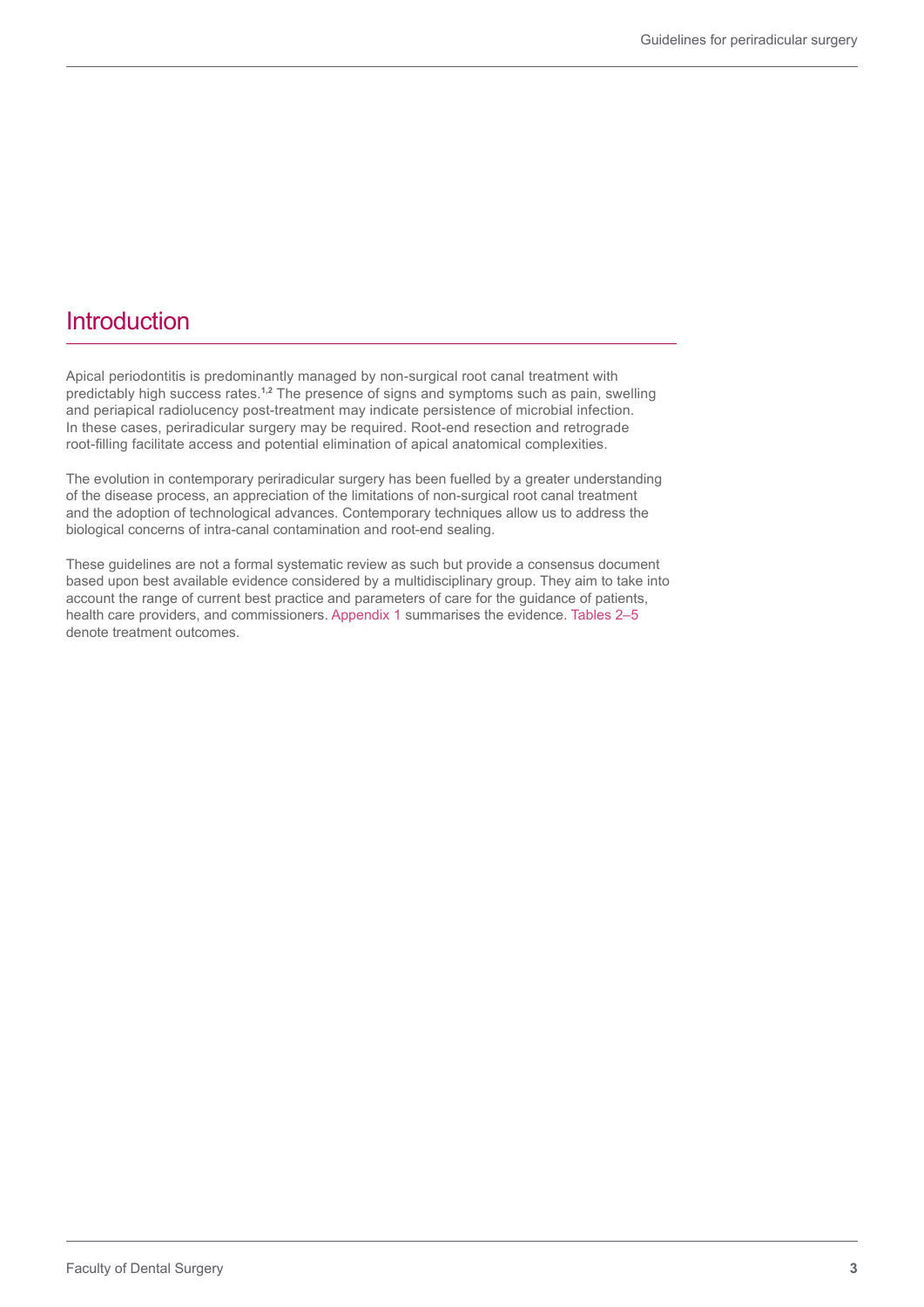# Introduction

Apical periodontitis is predominantly managed by non-surgical root canal treatment with predictably high success rates.[1,2] The presence of signs and symptoms such as pain, swelling and periapical radiolucency post-treatment may indicate persistence of microbial infection. In these cases, periradicular surgery may be required. Root-end resection and retrograde root-filling facilitate access and potential elimination of apical anatomical complexities.

The evolution in contemporary periradicular surgery has been fuelled by a greater understanding of the disease process, an appreciation of the limitations of non-surgical root canal treatment and the adoption of technological advances. Contemporary techniques allow us to address the biological concerns of intra-canal contamination and root-end sealing.

These guidelines are not a formal systematic review as such but provide a consensus document based upon best available evidence considered by a multidisciplinary group. They aim to take into account the range of current best practice and parameters of care for the guidance of patients, health care providers, and commissioners. Appendix 1 summarises the evidence. Tables 2–5 denote treatment outcomes.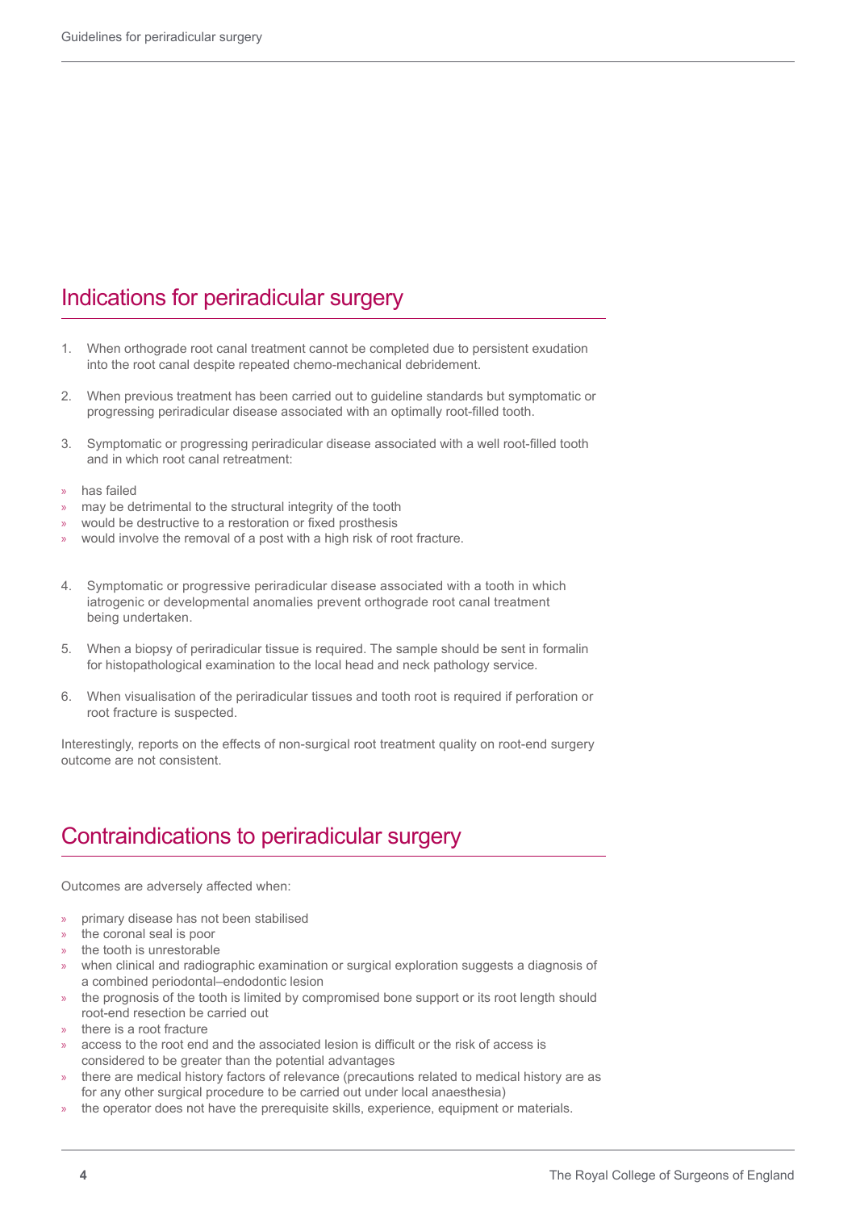## Indications for periradicular surgery

1. When orthograde root canal treatment cannot be completed due to persistent exudation into the root canal despite repeated chemo-mechanical debridement.

2. When previous treatment has been carried out to guideline standards but symptomatic or progressing periradicular disease associated with an optimally root-filled tooth.

3. Symptomatic or progressing periradicular disease associated with a well root-filled tooth and in which root canal retreatment:

- has failed
- may be detrimental to the structural integrity of the tooth
- would be destructive to a restoration or fixed prosthesis
- would involve the removal of a post with a high risk of root fracture.

4. Symptomatic or progressive periradicular disease associated with a tooth in which iatrogenic or developmental anomalies prevent orthograde root canal treatment being undertaken.

5. When a biopsy of periradicular tissue is required. The sample should be sent in formalin for histopathological examination to the local head and neck pathology service.

6. When visualisation of the periradicular tissues and tooth root is required if perforation or root fracture is suspected.

Interestingly, reports on the effects of non-surgical root treatment quality on root-end surgery outcome are not consistent.

## Contraindications to periradicular surgery

Outcomes are adversely affected when:

- primary disease has not been stabilised
- the coronal seal is poor
- the tooth is unrestorable
- when clinical and radiographic examination or surgical exploration suggests a diagnosis of a combined periodontal–endodontic lesion
- the prognosis of the tooth is limited by compromised bone support or its root length should root-end resection be carried out
- there is a root fracture
- access to the root end and the associated lesion is difficult or the risk of access is considered to be greater than the potential advantages
- there are medical history factors of relevance (precautions related to medical history are as for any other surgical procedure to be carried out under local anaesthesia)
- the operator does not have the prerequisite skills, experience, equipment or materials.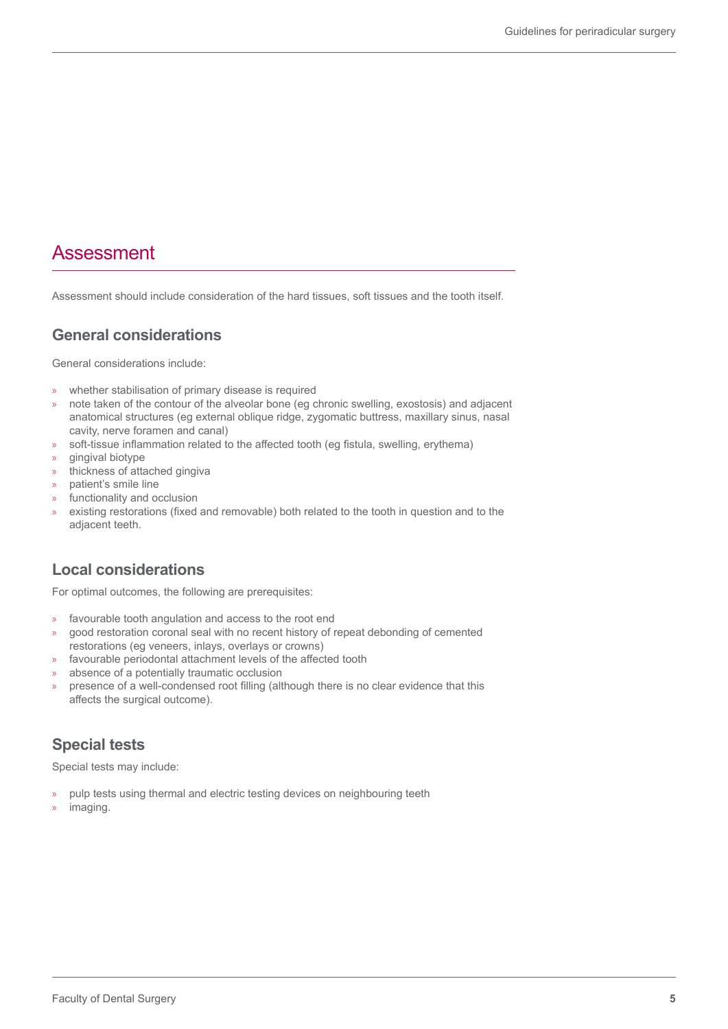## Assessment

Assessment should include consideration of the hard tissues, soft tissues and the tooth itself.

### General considerations

General considerations include:

- whether stabilisation of primary disease is required
- note taken of the contour of the alveolar bone (eg chronic swelling, exostosis) and adjacent anatomical structures (eg external oblique ridge, zygomatic buttress, maxillary sinus, nasal cavity, nerve foramen and canal)
- soft-tissue inflammation related to the affected tooth (eg fistula, swelling, erythema)
- gingival biotype
- thickness of attached gingiva
- patient's smile line
- functionality and occlusion
- existing restorations (fixed and removable) both related to the tooth in question and to the adjacent teeth.

### Local considerations

For optimal outcomes, the following are prerequisites:

- favourable tooth angulation and access to the root end
- good restoration coronal seal with no recent history of repeat debonding of cemented restorations (eg veneers, inlays, overlays or crowns)
- favourable periodontal attachment levels of the affected tooth
- absence of a potentially traumatic occlusion
- presence of a well-condensed root filling (although there is no clear evidence that this affects the surgical outcome).

### Special tests

Special tests may include:

- pulp tests using thermal and electric testing devices on neighbouring teeth
- imaging.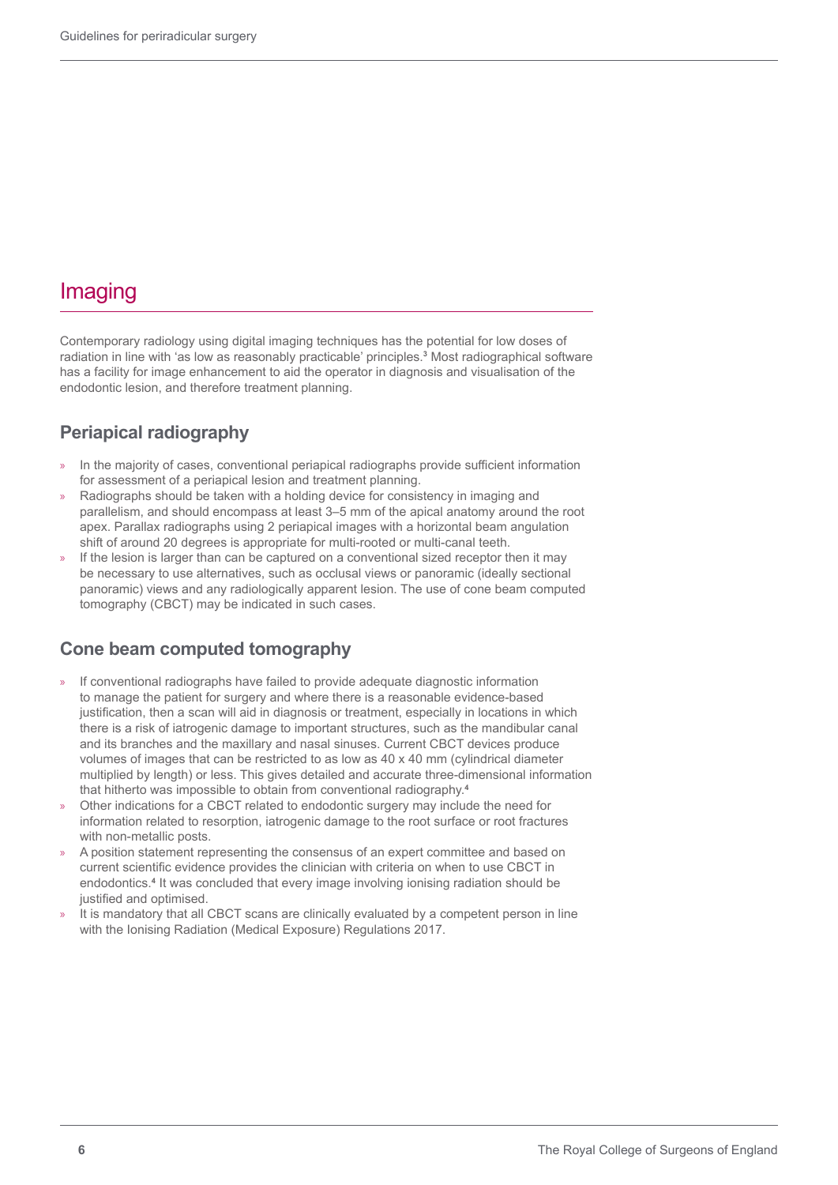# Imaging

Contemporary radiology using digital imaging techniques has the potential for low doses of radiation in line with 'as low as reasonably practicable' principles.[3] Most radiographical software has a facility for image enhancement to aid the operator in diagnosis and visualisation of the endodontic lesion, and therefore treatment planning.

## Periapical radiography

- In the majority of cases, conventional periapical radiographs provide sufficient information for assessment of a periapical lesion and treatment planning.
- Radiographs should be taken with a holding device for consistency in imaging and parallelism, and should encompass at least 3–5 mm of the apical anatomy around the root apex. Parallax radiographs using 2 periapical images with a horizontal beam angulation shift of around 20 degrees is appropriate for multi-rooted or multi-canal teeth.
- If the lesion is larger than can be captured on a conventional sized receptor then it may be necessary to use alternatives, such as occlusal views or panoramic (ideally sectional panoramic) views and any radiologically apparent lesion. The use of cone beam computed tomography (CBCT) may be indicated in such cases.

## Cone beam computed tomography

- If conventional radiographs have failed to provide adequate diagnostic information to manage the patient for surgery and where there is a reasonable evidence-based justification, then a scan will aid in diagnosis or treatment, especially in locations in which there is a risk of iatrogenic damage to important structures, such as the mandibular canal and its branches and the maxillary and nasal sinuses. Current CBCT devices produce volumes of images that can be restricted to as low as 40 x 40 mm (cylindrical diameter multiplied by length) or less. This gives detailed and accurate three-dimensional information that hitherto was impossible to obtain from conventional radiography.[4]
- Other indications for a CBCT related to endodontic surgery may include the need for information related to resorption, iatrogenic damage to the root surface or root fractures with non-metallic posts.
- A position statement representing the consensus of an expert committee and based on current scientific evidence provides the clinician with criteria on when to use CBCT in endodontics.[4] It was concluded that every image involving ionising radiation should be justified and optimised.
- It is mandatory that all CBCT scans are clinically evaluated by a competent person in line with the Ionising Radiation (Medical Exposure) Regulations 2017.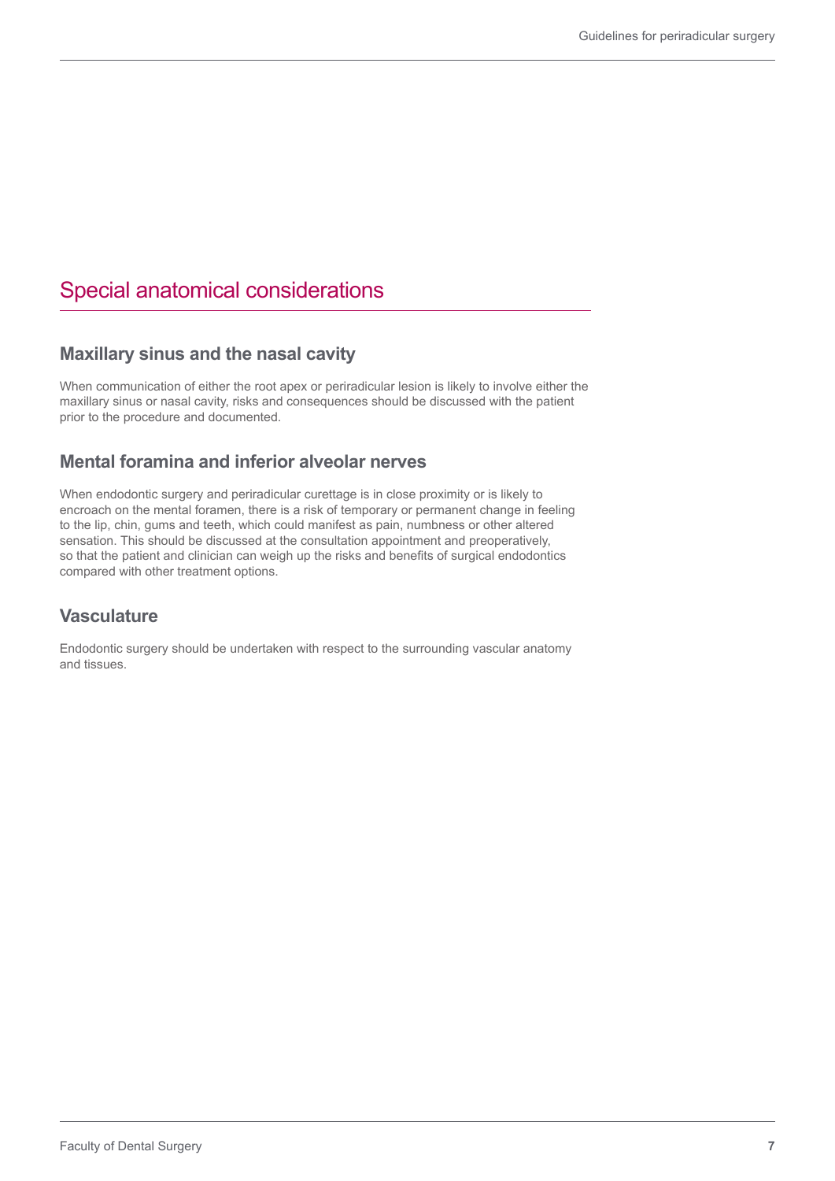## Special anatomical considerations

### Maxillary sinus and the nasal cavity

When communication of either the root apex or periradicular lesion is likely to involve either the maxillary sinus or nasal cavity, risks and consequences should be discussed with the patient prior to the procedure and documented.

### Mental foramina and inferior alveolar nerves

When endodontic surgery and periradicular curettage is in close proximity or is likely to encroach on the mental foramen, there is a risk of temporary or permanent change in feeling to the lip, chin, gums and teeth, which could manifest as pain, numbness or other altered sensation. This should be discussed at the consultation appointment and preoperatively, so that the patient and clinician can weigh up the risks and benefits of surgical endodontics compared with other treatment options.

### Vasculature

Endodontic surgery should be undertaken with respect to the surrounding vascular anatomy and tissues.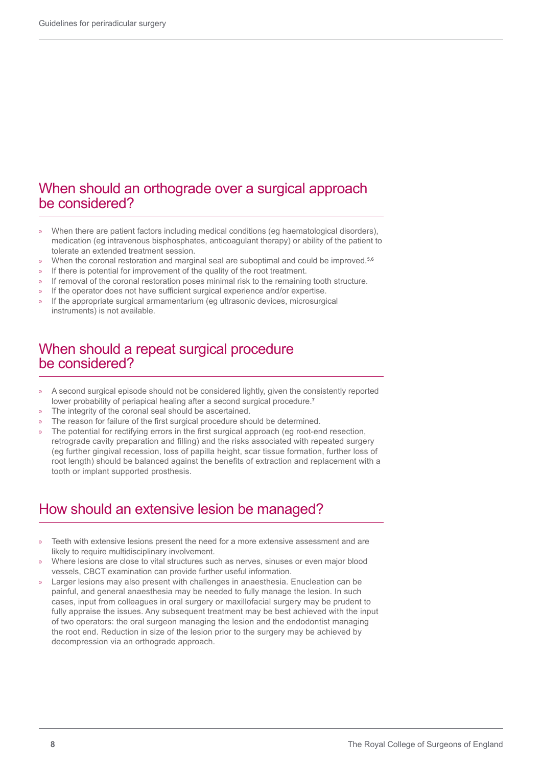## When should an orthograde over a surgical approach be considered?

- When there are patient factors including medical conditions (eg haematological disorders), medication (eg intravenous bisphosphates, anticoagulant therapy) or ability of the patient to tolerate an extended treatment session.
- When the coronal restoration and marginal seal are suboptimal and could be improved.[5,6]
- If there is potential for improvement of the quality of the root treatment.
- If removal of the coronal restoration poses minimal risk to the remaining tooth structure.
- If the operator does not have sufficient surgical experience and/or expertise.
- If the appropriate surgical armamentarium (eg ultrasonic devices, microsurgical instruments) is not available.

## When should a repeat surgical procedure be considered?

- A second surgical episode should not be considered lightly, given the consistently reported lower probability of periapical healing after a second surgical procedure.[7]
- The integrity of the coronal seal should be ascertained.
- The reason for failure of the first surgical procedure should be determined.
- The potential for rectifying errors in the first surgical approach (eg root-end resection, retrograde cavity preparation and filling) and the risks associated with repeated surgery (eg further gingival recession, loss of papilla height, scar tissue formation, further loss of root length) should be balanced against the benefits of extraction and replacement with a tooth or implant supported prosthesis.

## How should an extensive lesion be managed?

- Teeth with extensive lesions present the need for a more extensive assessment and are likely to require multidisciplinary involvement.
- Where lesions are close to vital structures such as nerves, sinuses or even major blood vessels, CBCT examination can provide further useful information.
- Larger lesions may also present with challenges in anaesthesia. Enucleation can be painful, and general anaesthesia may be needed to fully manage the lesion. In such cases, input from colleagues in oral surgery or maxillofacial surgery may be prudent to fully appraise the issues. Any subsequent treatment may be best achieved with the input of two operators: the oral surgeon managing the lesion and the endodontist managing the root end. Reduction in size of the lesion prior to the surgery may be achieved by decompression via an orthograde approach.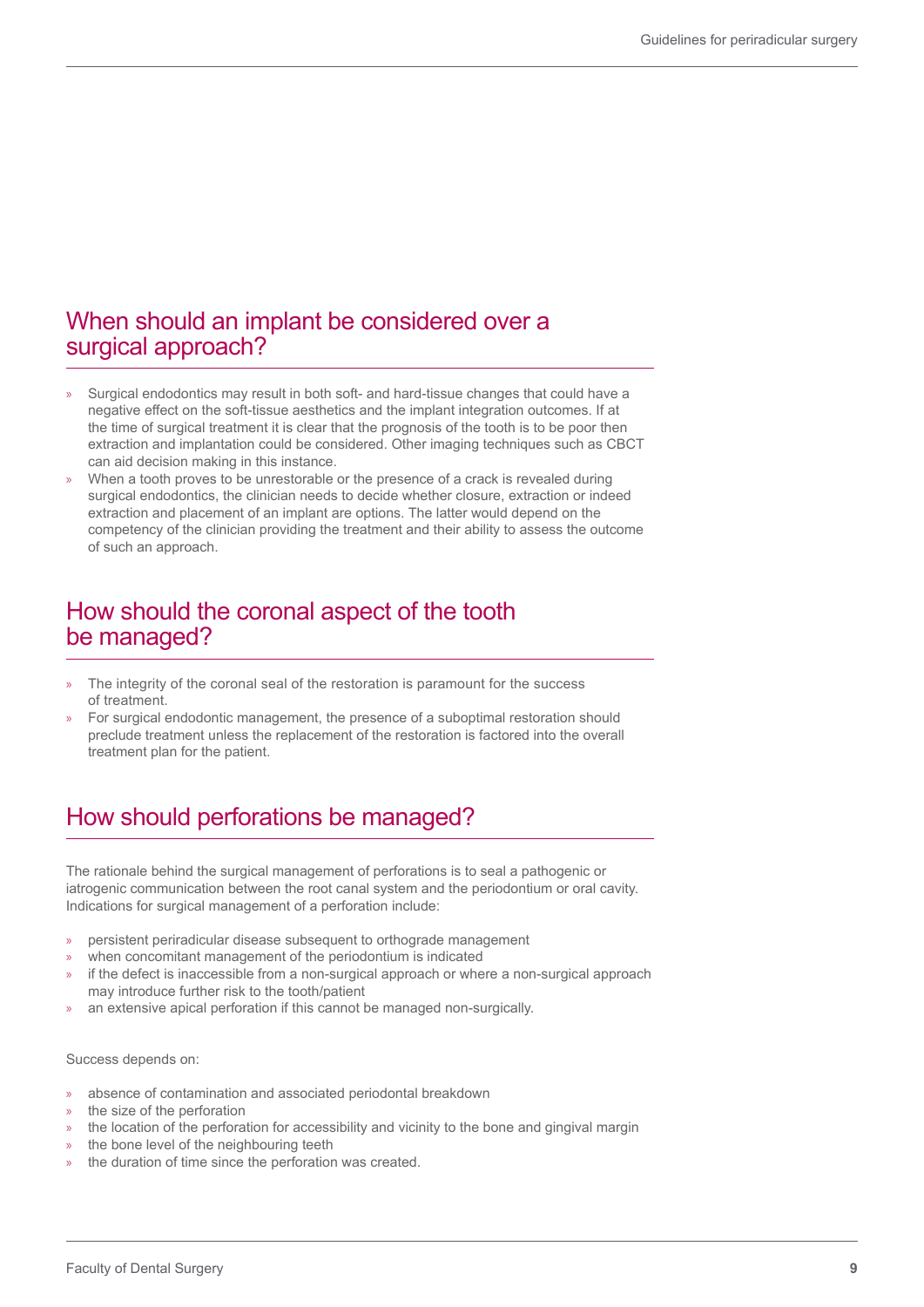## When should an implant be considered over a surgical approach?

- Surgical endodontics may result in both soft- and hard-tissue changes that could have a negative effect on the soft-tissue aesthetics and the implant integration outcomes. If at the time of surgical treatment it is clear that the prognosis of the tooth is to be poor then extraction and implantation could be considered. Other imaging techniques such as CBCT can aid decision making in this instance.
- When a tooth proves to be unrestorable or the presence of a crack is revealed during surgical endodontics, the clinician needs to decide whether closure, extraction or indeed extraction and placement of an implant are options. The latter would depend on the competency of the clinician providing the treatment and their ability to assess the outcome of such an approach.

## How should the coronal aspect of the tooth be managed?

- The integrity of the coronal seal of the restoration is paramount for the success of treatment.
- For surgical endodontic management, the presence of a suboptimal restoration should preclude treatment unless the replacement of the restoration is factored into the overall treatment plan for the patient.

## How should perforations be managed?

The rationale behind the surgical management of perforations is to seal a pathogenic or iatrogenic communication between the root canal system and the periodontium or oral cavity. Indications for surgical management of a perforation include:

- persistent periradicular disease subsequent to orthograde management
- when concomitant management of the periodontium is indicated
- if the defect is inaccessible from a non-surgical approach or where a non-surgical approach may introduce further risk to the tooth/patient
- an extensive apical perforation if this cannot be managed non-surgically.

Success depends on:

- absence of contamination and associated periodontal breakdown
- the size of the perforation
- the location of the perforation for accessibility and vicinity to the bone and gingival margin
- the bone level of the neighbouring teeth
- the duration of time since the perforation was created.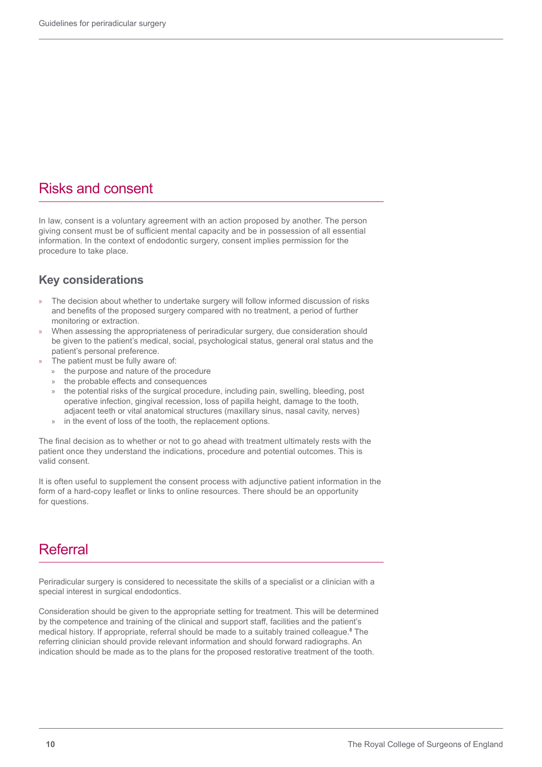## Risks and consent

In law, consent is a voluntary agreement with an action proposed by another. The person giving consent must be of sufficient mental capacity and be in possession of all essential information. In the context of endodontic surgery, consent implies permission for the procedure to take place.

### Key considerations

- The decision about whether to undertake surgery will follow informed discussion of risks and benefits of the proposed surgery compared with no treatment, a period of further monitoring or extraction.
- When assessing the appropriateness of periradicular surgery, due consideration should be given to the patient's medical, social, psychological status, general oral status and the patient's personal preference.
- The patient must be fully aware of:
  - the purpose and nature of the procedure
  - the probable effects and consequences
  - the potential risks of the surgical procedure, including pain, swelling, bleeding, post operative infection, gingival recession, loss of papilla height, damage to the tooth, adjacent teeth or vital anatomical structures (maxillary sinus, nasal cavity, nerves)
  - in the event of loss of the tooth, the replacement options.

The final decision as to whether or not to go ahead with treatment ultimately rests with the patient once they understand the indications, procedure and potential outcomes. This is valid consent.

It is often useful to supplement the consent process with adjunctive patient information in the form of a hard-copy leaflet or links to online resources. There should be an opportunity for questions.

## Referral

Periradicular surgery is considered to necessitate the skills of a specialist or a clinician with a special interest in surgical endodontics.

Consideration should be given to the appropriate setting for treatment. This will be determined by the competence and training of the clinical and support staff, facilities and the patient's medical history. If appropriate, referral should be made to a suitably trained colleague.[8] The referring clinician should provide relevant information and should forward radiographs. An indication should be made as to the plans for the proposed restorative treatment of the tooth.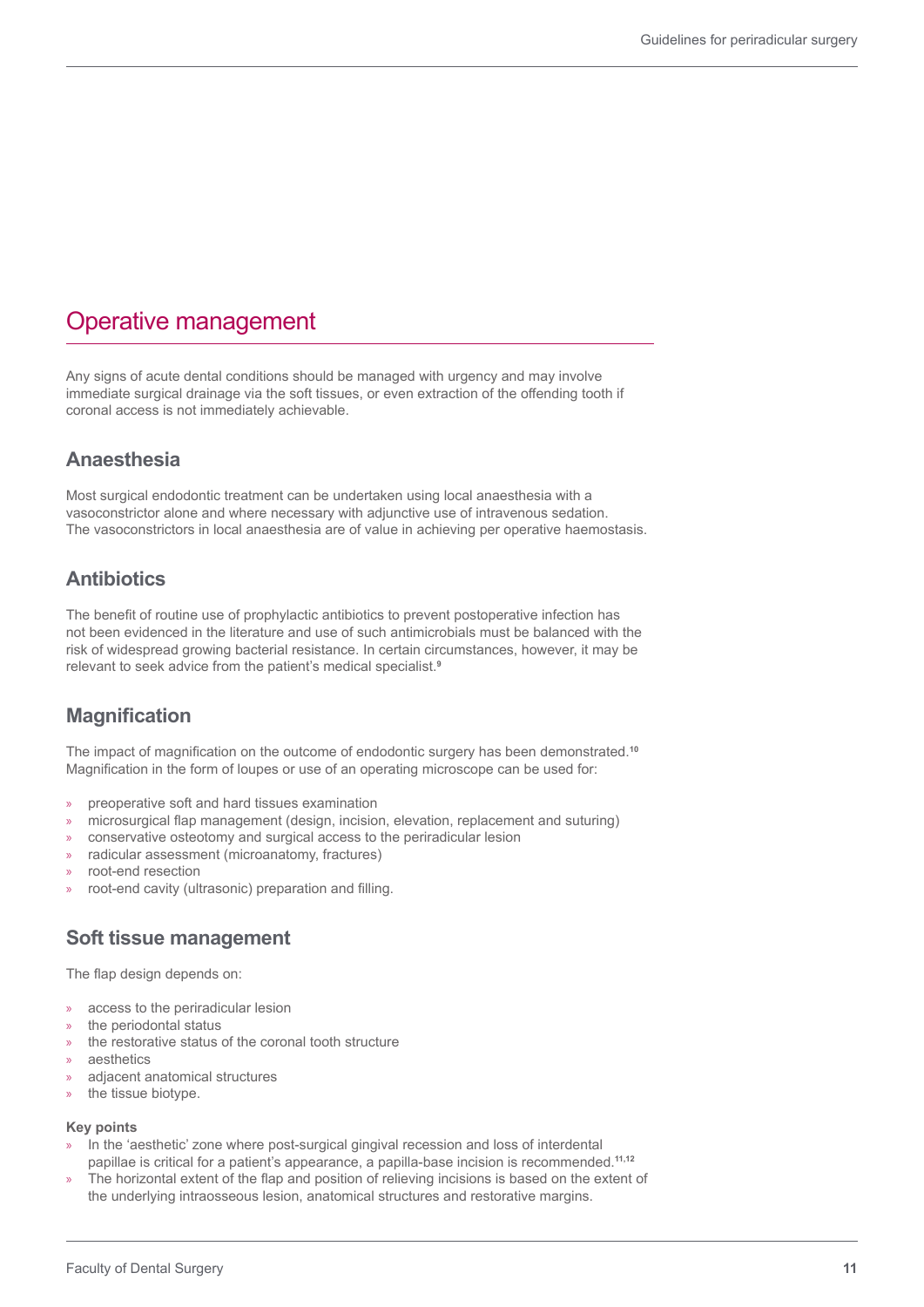## Operative management

Any signs of acute dental conditions should be managed with urgency and may involve immediate surgical drainage via the soft tissues, or even extraction of the offending tooth if coronal access is not immediately achievable.

### Anaesthesia

Most surgical endodontic treatment can be undertaken using local anaesthesia with a vasoconstrictor alone and where necessary with adjunctive use of intravenous sedation. The vasoconstrictors in local anaesthesia are of value in achieving per operative haemostasis.

### Antibiotics

The benefit of routine use of prophylactic antibiotics to prevent postoperative infection has not been evidenced in the literature and use of such antimicrobials must be balanced with the risk of widespread growing bacterial resistance. In certain circumstances, however, it may be relevant to seek advice from the patient's medical specialist.[9]

### Magnification

The impact of magnification on the outcome of endodontic surgery has been demonstrated.[10] Magnification in the form of loupes or use of an operating microscope can be used for:

- preoperative soft and hard tissues examination
- microsurgical flap management (design, incision, elevation, replacement and suturing)
- conservative osteotomy and surgical access to the periradicular lesion
- radicular assessment (microanatomy, fractures)
- root-end resection
- root-end cavity (ultrasonic) preparation and filling.

### Soft tissue management

The flap design depends on:

- access to the periradicular lesion
- the periodontal status
- the restorative status of the coronal tooth structure
- aesthetics
- adjacent anatomical structures
- the tissue biotype.

**Key points**

- In the 'aesthetic' zone where post-surgical gingival recession and loss of interdental papillae is critical for a patient's appearance, a papilla-base incision is recommended.[11,12]
- The horizontal extent of the flap and position of relieving incisions is based on the extent of the underlying intraosseous lesion, anatomical structures and restorative margins.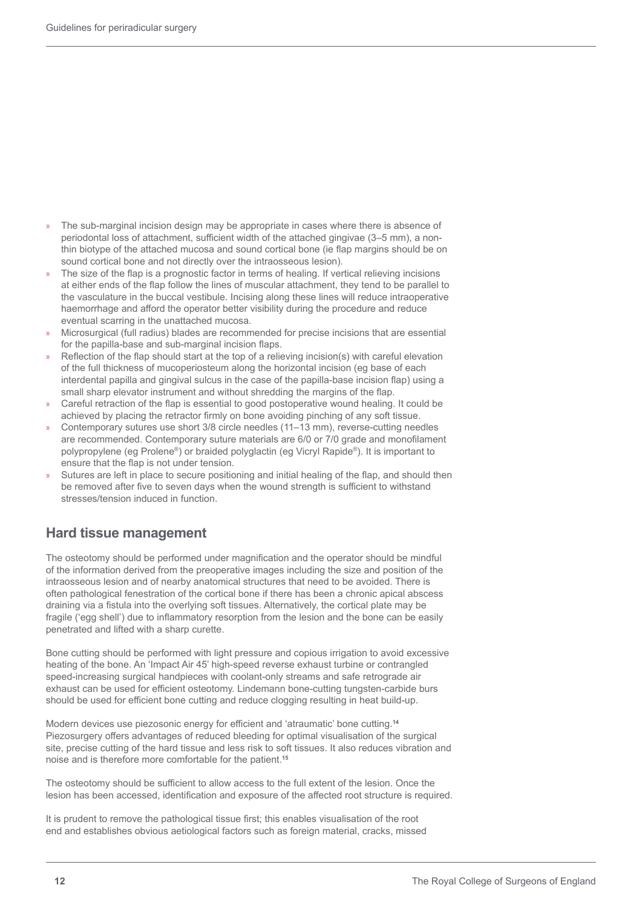- The sub-marginal incision design may be appropriate in cases where there is absence of periodontal loss of attachment, sufficient width of the attached gingivae (3–5 mm), a non-thin biotype of the attached mucosa and sound cortical bone (ie flap margins should be on sound cortical bone and not directly over the intraosseous lesion).
- The size of the flap is a prognostic factor in terms of healing. If vertical relieving incisions at either ends of the flap follow the lines of muscular attachment, they tend to be parallel to the vasculature in the buccal vestibule. Incising along these lines will reduce intraoperative haemorrhage and afford the operator better visibility during the procedure and reduce eventual scarring in the unattached mucosa.
- Microsurgical (full radius) blades are recommended for precise incisions that are essential for the papilla-base and sub-marginal incision flaps.
- Reflection of the flap should start at the top of a relieving incision(s) with careful elevation of the full thickness of mucoperiosteum along the horizontal incision (eg base of each interdental papilla and gingival sulcus in the case of the papilla-base incision flap) using a small sharp elevator instrument and without shredding the margins of the flap.
- Careful retraction of the flap is essential to good postoperative wound healing. It could be achieved by placing the retractor firmly on bone avoiding pinching of any soft tissue.
- Contemporary sutures use short 3/8 circle needles (11–13 mm), reverse-cutting needles are recommended. Contemporary suture materials are 6/0 or 7/0 grade and monofilament polypropylene (eg Prolene®) or braided polyglactin (eg Vicryl Rapide®). It is important to ensure that the flap is not under tension.
- Sutures are left in place to secure positioning and initial healing of the flap, and should then be removed after five to seven days when the wound strength is sufficient to withstand stresses/tension induced in function.

## Hard tissue management

The osteotomy should be performed under magnification and the operator should be mindful of the information derived from the preoperative images including the size and position of the intraosseous lesion and of nearby anatomical structures that need to be avoided. There is often pathological fenestration of the cortical bone if there has been a chronic apical abscess draining via a fistula into the overlying soft tissues. Alternatively, the cortical plate may be fragile ('egg shell') due to inflammatory resorption from the lesion and the bone can be easily penetrated and lifted with a sharp curette.

Bone cutting should be performed with light pressure and copious irrigation to avoid excessive heating of the bone. An 'Impact Air 45' high-speed reverse exhaust turbine or contrangled speed-increasing surgical handpieces with coolant-only streams and safe retrograde air exhaust can be used for efficient osteotomy. Lindemann bone-cutting tungsten-carbide burs should be used for efficient bone cutting and reduce clogging resulting in heat build-up.

Modern devices use piezosonic energy for efficient and 'atraumatic' bone cutting.[14] Piezosurgery offers advantages of reduced bleeding for optimal visualisation of the surgical site, precise cutting of the hard tissue and less risk to soft tissues. It also reduces vibration and noise and is therefore more comfortable for the patient.[15]

The osteotomy should be sufficient to allow access to the full extent of the lesion. Once the lesion has been accessed, identification and exposure of the affected root structure is required.

It is prudent to remove the pathological tissue first; this enables visualisation of the root end and establishes obvious aetiological factors such as foreign material, cracks, missed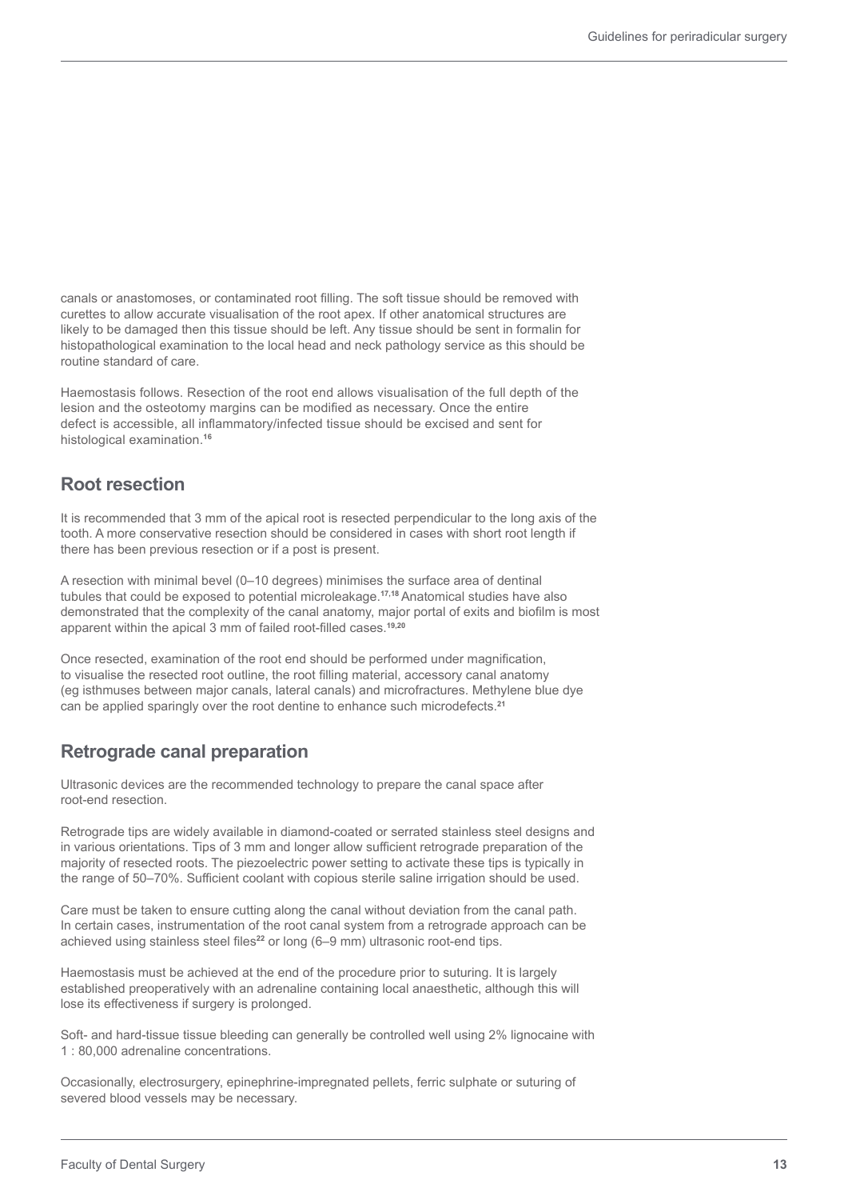canals or anastomoses, or contaminated root filling. The soft tissue should be removed with curettes to allow accurate visualisation of the root apex. If other anatomical structures are likely to be damaged then this tissue should be left. Any tissue should be sent in formalin for histopathological examination to the local head and neck pathology service as this should be routine standard of care.

Haemostasis follows. Resection of the root end allows visualisation of the full depth of the lesion and the osteotomy margins can be modified as necessary. Once the entire defect is accessible, all inflammatory/infected tissue should be excised and sent for histological examination.[16]

## Root resection

It is recommended that 3 mm of the apical root is resected perpendicular to the long axis of the tooth. A more conservative resection should be considered in cases with short root length if there has been previous resection or if a post is present.

A resection with minimal bevel (0–10 degrees) minimises the surface area of dentinal tubules that could be exposed to potential microleakage.[17,18] Anatomical studies have also demonstrated that the complexity of the canal anatomy, major portal of exits and biofilm is most apparent within the apical 3 mm of failed root-filled cases.[19,20]

Once resected, examination of the root end should be performed under magnification, to visualise the resected root outline, the root filling material, accessory canal anatomy (eg isthmuses between major canals, lateral canals) and microfractures. Methylene blue dye can be applied sparingly over the root dentine to enhance such microdefects.[21]

## Retrograde canal preparation

Ultrasonic devices are the recommended technology to prepare the canal space after root-end resection.

Retrograde tips are widely available in diamond-coated or serrated stainless steel designs and in various orientations. Tips of 3 mm and longer allow sufficient retrograde preparation of the majority of resected roots. The piezoelectric power setting to activate these tips is typically in the range of 50–70%. Sufficient coolant with copious sterile saline irrigation should be used.

Care must be taken to ensure cutting along the canal without deviation from the canal path. In certain cases, instrumentation of the root canal system from a retrograde approach can be achieved using stainless steel files[22] or long (6–9 mm) ultrasonic root-end tips.

Haemostasis must be achieved at the end of the procedure prior to suturing. It is largely established preoperatively with an adrenaline containing local anaesthetic, although this will lose its effectiveness if surgery is prolonged.

Soft- and hard-tissue tissue bleeding can generally be controlled well using 2% lignocaine with 1 : 80,000 adrenaline concentrations.

Occasionally, electrosurgery, epinephrine-impregnated pellets, ferric sulphate or suturing of severed blood vessels may be necessary.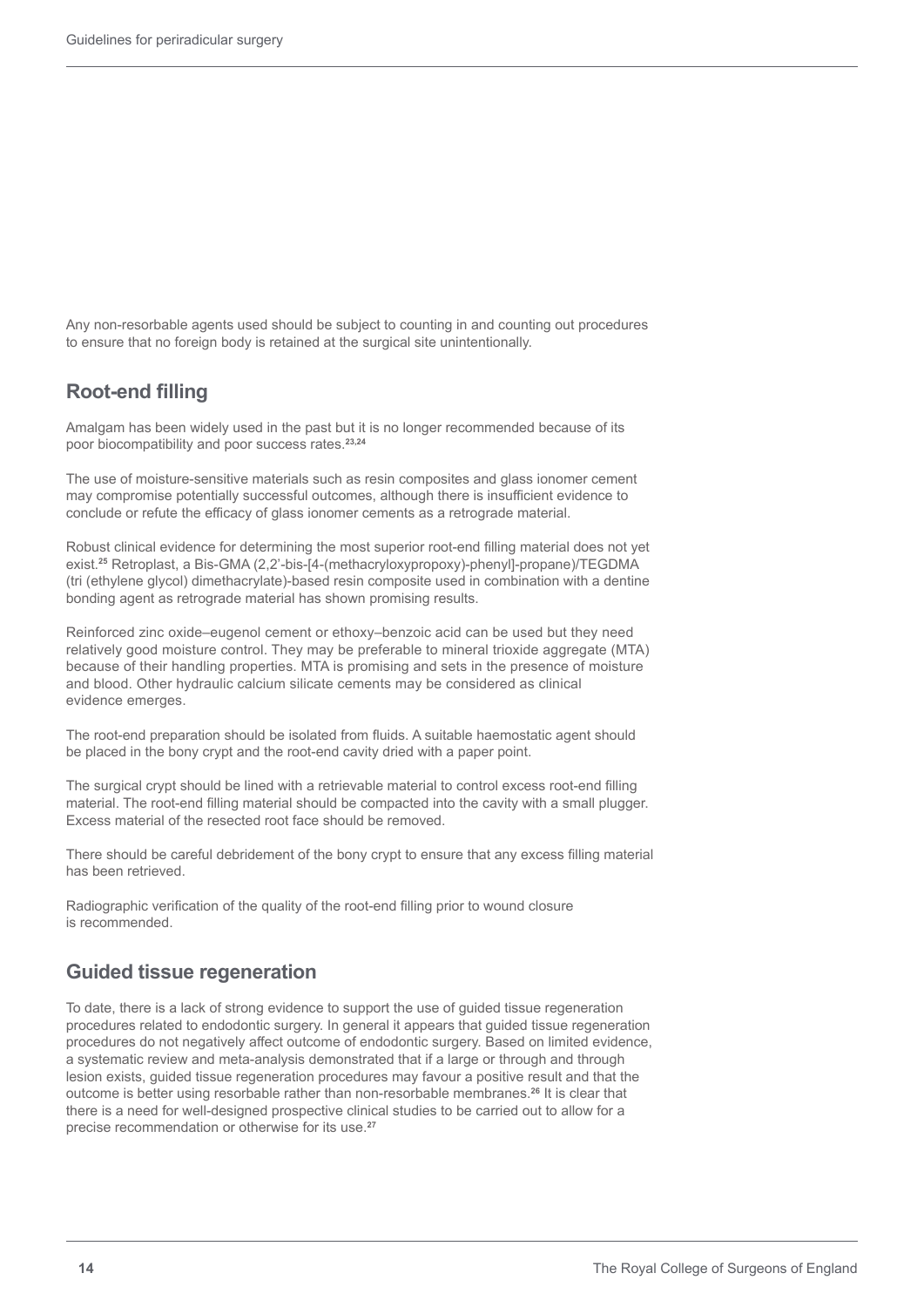Any non-resorbable agents used should be subject to counting in and counting out procedures to ensure that no foreign body is retained at the surgical site unintentionally.

## Root-end filling

Amalgam has been widely used in the past but it is no longer recommended because of its poor biocompatibility and poor success rates.[23,24]

The use of moisture-sensitive materials such as resin composites and glass ionomer cement may compromise potentially successful outcomes, although there is insufficient evidence to conclude or refute the efficacy of glass ionomer cements as a retrograde material.

Robust clinical evidence for determining the most superior root-end filling material does not yet exist.[25] Retroplast, a Bis-GMA (2,2'-bis-[4-(methacryloxypropoxy)-phenyl]-propane)/TEGDMA (tri (ethylene glycol) dimethacrylate)-based resin composite used in combination with a dentine bonding agent as retrograde material has shown promising results.

Reinforced zinc oxide–eugenol cement or ethoxy–benzoic acid can be used but they need relatively good moisture control. They may be preferable to mineral trioxide aggregate (MTA) because of their handling properties. MTA is promising and sets in the presence of moisture and blood. Other hydraulic calcium silicate cements may be considered as clinical evidence emerges.

The root-end preparation should be isolated from fluids. A suitable haemostatic agent should be placed in the bony crypt and the root-end cavity dried with a paper point.

The surgical crypt should be lined with a retrievable material to control excess root-end filling material. The root-end filling material should be compacted into the cavity with a small plugger. Excess material of the resected root face should be removed.

There should be careful debridement of the bony crypt to ensure that any excess filling material has been retrieved.

Radiographic verification of the quality of the root-end filling prior to wound closure is recommended.

## Guided tissue regeneration

To date, there is a lack of strong evidence to support the use of guided tissue regeneration procedures related to endodontic surgery. In general it appears that guided tissue regeneration procedures do not negatively affect outcome of endodontic surgery. Based on limited evidence, a systematic review and meta-analysis demonstrated that if a large or through and through lesion exists, guided tissue regeneration procedures may favour a positive result and that the outcome is better using resorbable rather than non-resorbable membranes.[26] It is clear that there is a need for well-designed prospective clinical studies to be carried out to allow for a precise recommendation or otherwise for its use.[27]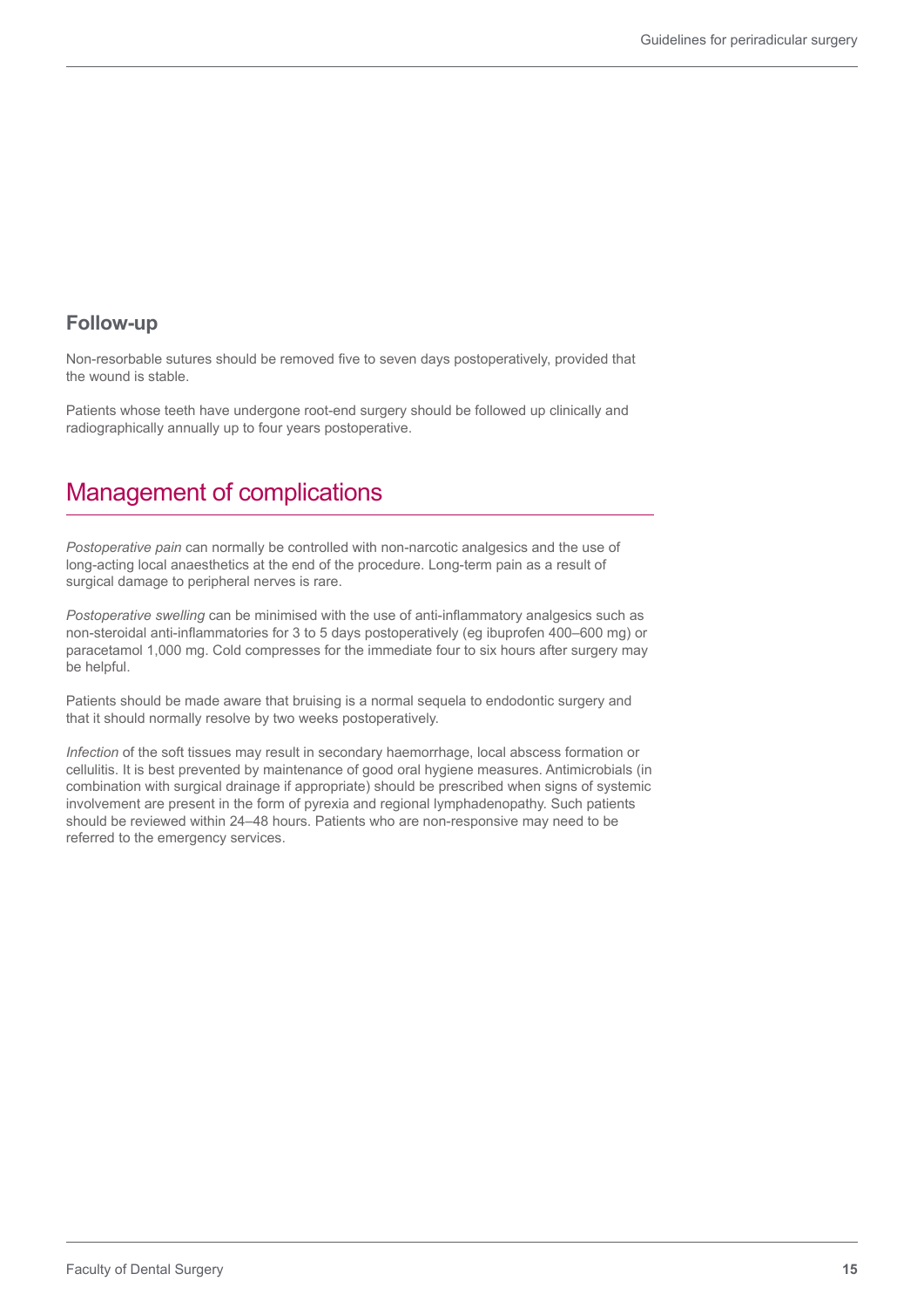### Follow-up

Non-resorbable sutures should be removed five to seven days postoperatively, provided that the wound is stable.

Patients whose teeth have undergone root-end surgery should be followed up clinically and radiographically annually up to four years postoperative.

## Management of complications

*Postoperative pain* can normally be controlled with non-narcotic analgesics and the use of long-acting local anaesthetics at the end of the procedure. Long-term pain as a result of surgical damage to peripheral nerves is rare.

*Postoperative swelling* can be minimised with the use of anti-inflammatory analgesics such as non-steroidal anti-inflammatories for 3 to 5 days postoperatively (eg ibuprofen 400–600 mg) or paracetamol 1,000 mg. Cold compresses for the immediate four to six hours after surgery may be helpful.

Patients should be made aware that bruising is a normal sequela to endodontic surgery and that it should normally resolve by two weeks postoperatively.

*Infection* of the soft tissues may result in secondary haemorrhage, local abscess formation or cellulitis. It is best prevented by maintenance of good oral hygiene measures. Antimicrobials (in combination with surgical drainage if appropriate) should be prescribed when signs of systemic involvement are present in the form of pyrexia and regional lymphadenopathy. Such patients should be reviewed within 24–48 hours. Patients who are non-responsive may need to be referred to the emergency services.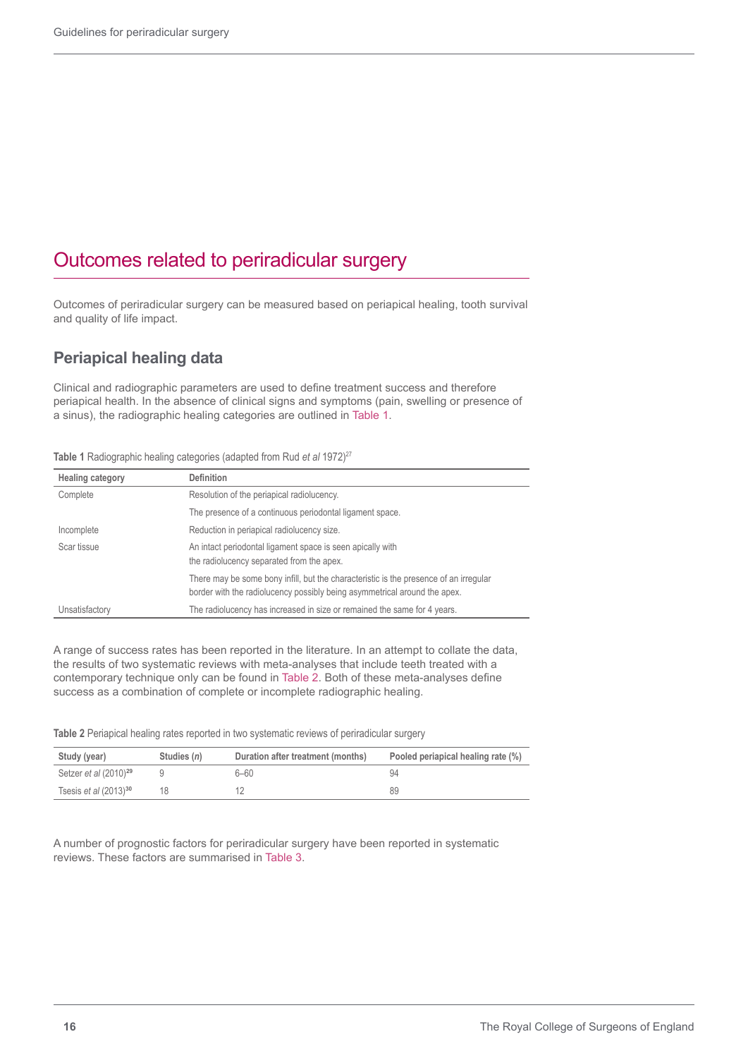# Outcomes related to periradicular surgery

Outcomes of periradicular surgery can be measured based on periapical healing, tooth survival and quality of life impact.

## Periapical healing data

Clinical and radiographic parameters are used to define treatment success and therefore periapical health. In the absence of clinical signs and symptoms (pain, swelling or presence of a sinus), the radiographic healing categories are outlined in Table 1.

**Table 1** Radiographic healing categories (adapted from Rud *et al* 1972)[27]

| Healing category | Definition |
|---|---|
| Complete | Resolution of the periapical radiolucency. |
| | The presence of a continuous periodontal ligament space. |
| Incomplete | Reduction in periapical radiolucency size. |
| Scar tissue | An intact periodontal ligament space is seen apically with the radiolucency separated from the apex. |
| | There may be some bony infill, but the characteristic is the presence of an irregular border with the radiolucency possibly being asymmetrical around the apex. |
| Unsatisfactory | The radiolucency has increased in size or remained the same for 4 years. |

A range of success rates has been reported in the literature. In an attempt to collate the data, the results of two systematic reviews with meta-analyses that include teeth treated with a contemporary technique only can be found in Table 2. Both of these meta-analyses define success as a combination of complete or incomplete radiographic healing.

**Table 2** Periapical healing rates reported in two systematic reviews of periradicular surgery

| Study (year) | Studies (*n*) | Duration after treatment (months) | Pooled periapical healing rate (%) |
|---|---|---|---|
| Setzer *et al* (2010)[29] | 9 | 6–60 | 94 |
| Tsesis *et al* (2013)[30] | 18 | 12 | 89 |

A number of prognostic factors for periradicular surgery have been reported in systematic reviews. These factors are summarised in Table 3.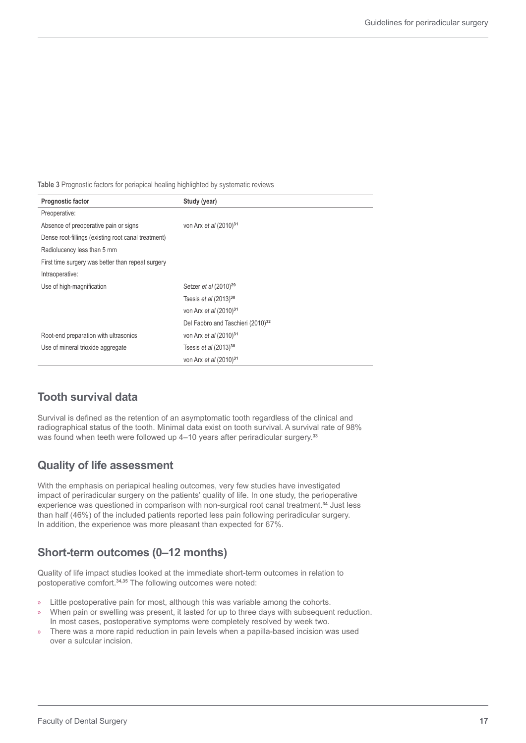**Table 3** Prognostic factors for periapical healing highlighted by systematic reviews

| Prognostic factor | Study (year) |
|---|---|
| Preoperative: | |
| Absence of preoperative pain or signs | von Arx *et al* (2010)[31] |
| Dense root-fillings (existing root canal treatment) | |
| Radiolucency less than 5 mm | |
| First time surgery was better than repeat surgery | |
| Intraoperative: | |
| Use of high-magnification | Setzer *et al* (2010)[29] |
| | Tsesis *et al* (2013)[30] |
| | von Arx *et al* (2010)[31] |
| | Del Fabbro and Taschieri (2010)[32] |
| Root-end preparation with ultrasonics | von Arx *et al* (2010)[31] |
| Use of mineral trioxide aggregate | Tsesis *et al* (2013)[30] |
| | von Arx *et al* (2010)[31] |

## Tooth survival data

Survival is defined as the retention of an asymptomatic tooth regardless of the clinical and radiographical status of the tooth. Minimal data exist on tooth survival. A survival rate of 98% was found when teeth were followed up 4–10 years after periradicular surgery.[33]

## Quality of life assessment

With the emphasis on periapical healing outcomes, very few studies have investigated impact of periradicular surgery on the patients' quality of life. In one study, the perioperative experience was questioned in comparison with non-surgical root canal treatment.[34] Just less than half (46%) of the included patients reported less pain following periradicular surgery. In addition, the experience was more pleasant than expected for 67%.

## Short-term outcomes (0–12 months)

Quality of life impact studies looked at the immediate short-term outcomes in relation to postoperative comfort.[34,35] The following outcomes were noted:

- Little postoperative pain for most, although this was variable among the cohorts.
- When pain or swelling was present, it lasted for up to three days with subsequent reduction. In most cases, postoperative symptoms were completely resolved by week two.
- There was a more rapid reduction in pain levels when a papilla-based incision was used over a sulcular incision.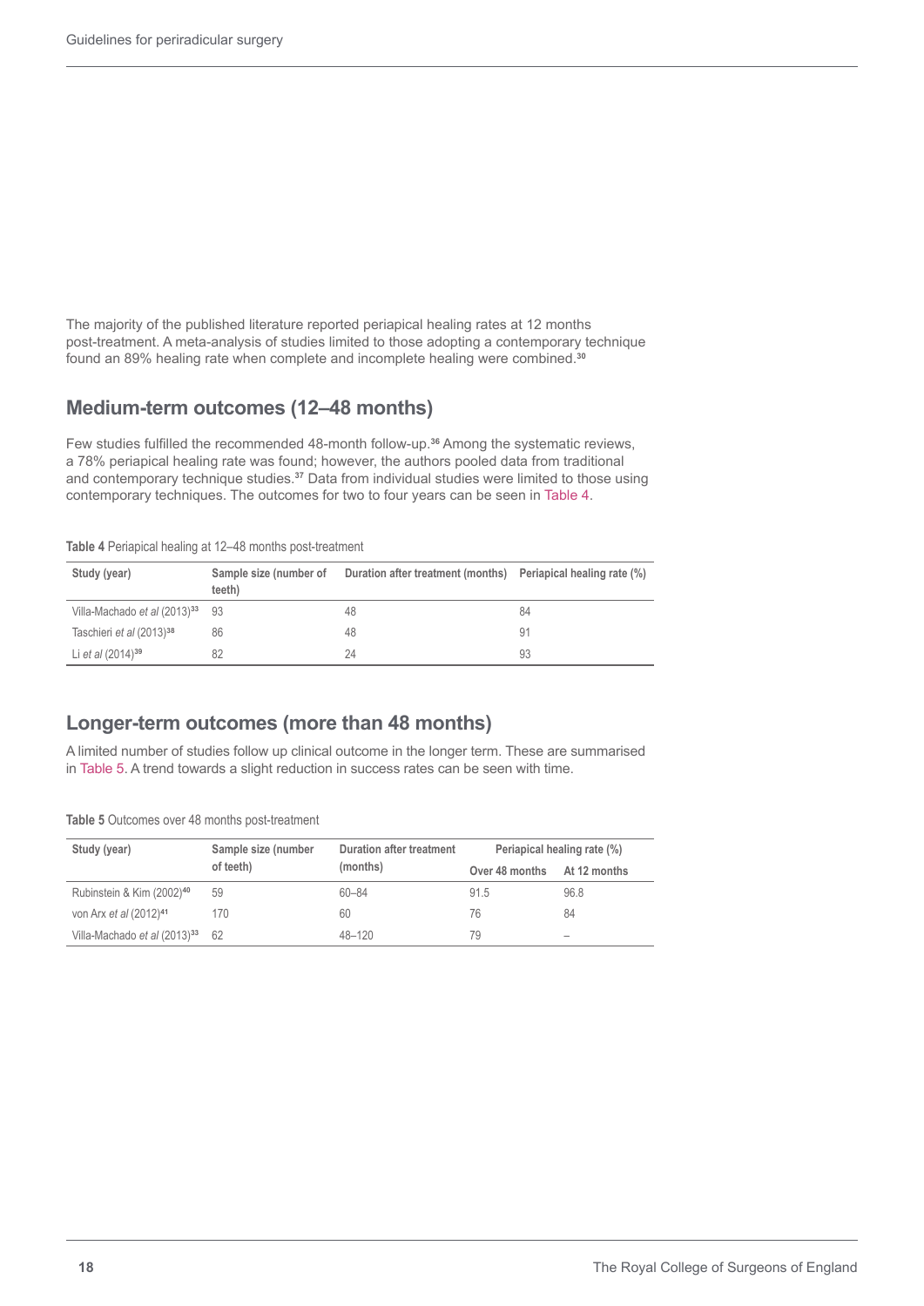The majority of the published literature reported periapical healing rates at 12 months post-treatment. A meta-analysis of studies limited to those adopting a contemporary technique found an 89% healing rate when complete and incomplete healing were combined.[30]

## Medium-term outcomes (12–48 months)

Few studies fulfilled the recommended 48-month follow-up.[36] Among the systematic reviews, a 78% periapical healing rate was found; however, the authors pooled data from traditional and contemporary technique studies.[37] Data from individual studies were limited to those using contemporary techniques. The outcomes for two to four years can be seen in Table 4.

**Table 4** Periapical healing at 12–48 months post-treatment

| Study (year) | Sample size (number of teeth) | Duration after treatment (months) | Periapical healing rate (%) |
|---|---|---|---|
| Villa-Machado *et al* (2013)[33] | 93 | 48 | 84 |
| Taschieri *et al* (2013)[38] | 86 | 48 | 91 |
| Li *et al* (2014)[39] | 82 | 24 | 93 |

## Longer-term outcomes (more than 48 months)

A limited number of studies follow up clinical outcome in the longer term. These are summarised in Table 5. A trend towards a slight reduction in success rates can be seen with time.

**Table 5** Outcomes over 48 months post-treatment

| Study (year) | Sample size (number of teeth) | Duration after treatment (months) | Periapical healing rate (%) | |
|---|---|---|---|---|
| | | | Over 48 months | At 12 months |
| Rubinstein & Kim (2002)[40] | 59 | 60–84 | 91.5 | 96.8 |
| von Arx *et al* (2012)[41] | 170 | 60 | 76 | 84 |
| Villa-Machado *et al* (2013)[33] | 62 | 48–120 | 79 | – |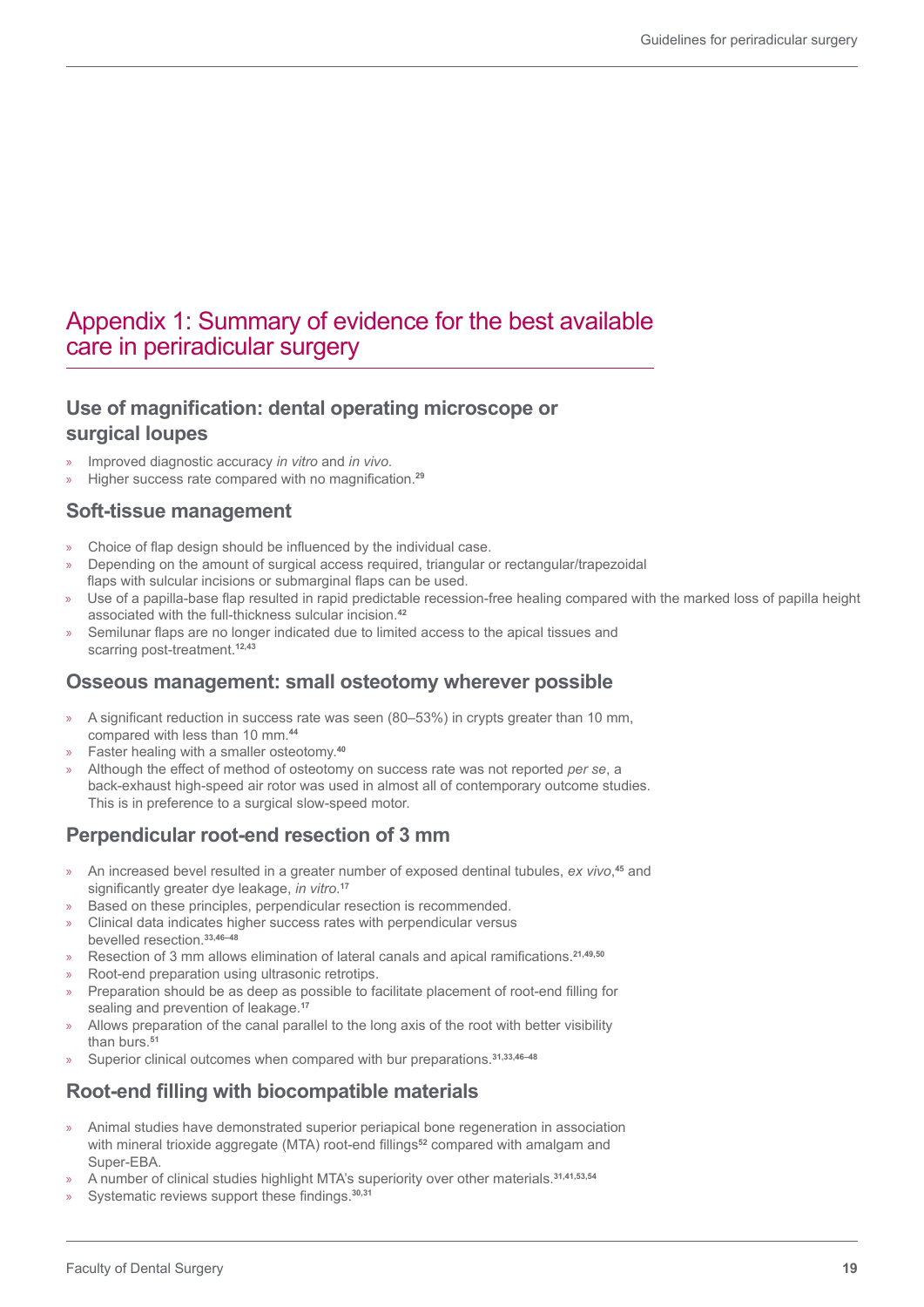# Appendix 1: Summary of evidence for the best available care in periradicular surgery

## Use of magnification: dental operating microscope or surgical loupes

- Improved diagnostic accuracy *in vitro* and *in vivo*.
- Higher success rate compared with no magnification.[29]

## Soft-tissue management

- Choice of flap design should be influenced by the individual case.
- Depending on the amount of surgical access required, triangular or rectangular/trapezoidal flaps with sulcular incisions or submarginal flaps can be used.
- Use of a papilla-base flap resulted in rapid predictable recession-free healing compared with the marked loss of papilla height associated with the full-thickness sulcular incision.[42]
- Semilunar flaps are no longer indicated due to limited access to the apical tissues and scarring post-treatment.[12,43]

## Osseous management: small osteotomy wherever possible

- A significant reduction in success rate was seen (80–53%) in crypts greater than 10 mm, compared with less than 10 mm.[44]
- Faster healing with a smaller osteotomy.[40]
- Although the effect of method of osteotomy on success rate was not reported *per se*, a back-exhaust high-speed air rotor was used in almost all of contemporary outcome studies. This is in preference to a surgical slow-speed motor.

## Perpendicular root-end resection of 3 mm

- An increased bevel resulted in a greater number of exposed dentinal tubules, *ex vivo*,[45] and significantly greater dye leakage, *in vitro*.[17]
- Based on these principles, perpendicular resection is recommended.
- Clinical data indicates higher success rates with perpendicular versus bevelled resection.[33,46–48]
- Resection of 3 mm allows elimination of lateral canals and apical ramifications.[21,49,50]
- Root-end preparation using ultrasonic retrotips.
- Preparation should be as deep as possible to facilitate placement of root-end filling for sealing and prevention of leakage.[17]
- Allows preparation of the canal parallel to the long axis of the root with better visibility than burs.[51]
- Superior clinical outcomes when compared with bur preparations.[31,33,46–48]

## Root-end filling with biocompatible materials

- Animal studies have demonstrated superior periapical bone regeneration in association with mineral trioxide aggregate (MTA) root-end fillings[52] compared with amalgam and Super-EBA.
- A number of clinical studies highlight MTA's superiority over other materials.[31,41,53,54]
- Systematic reviews support these findings.[30,31]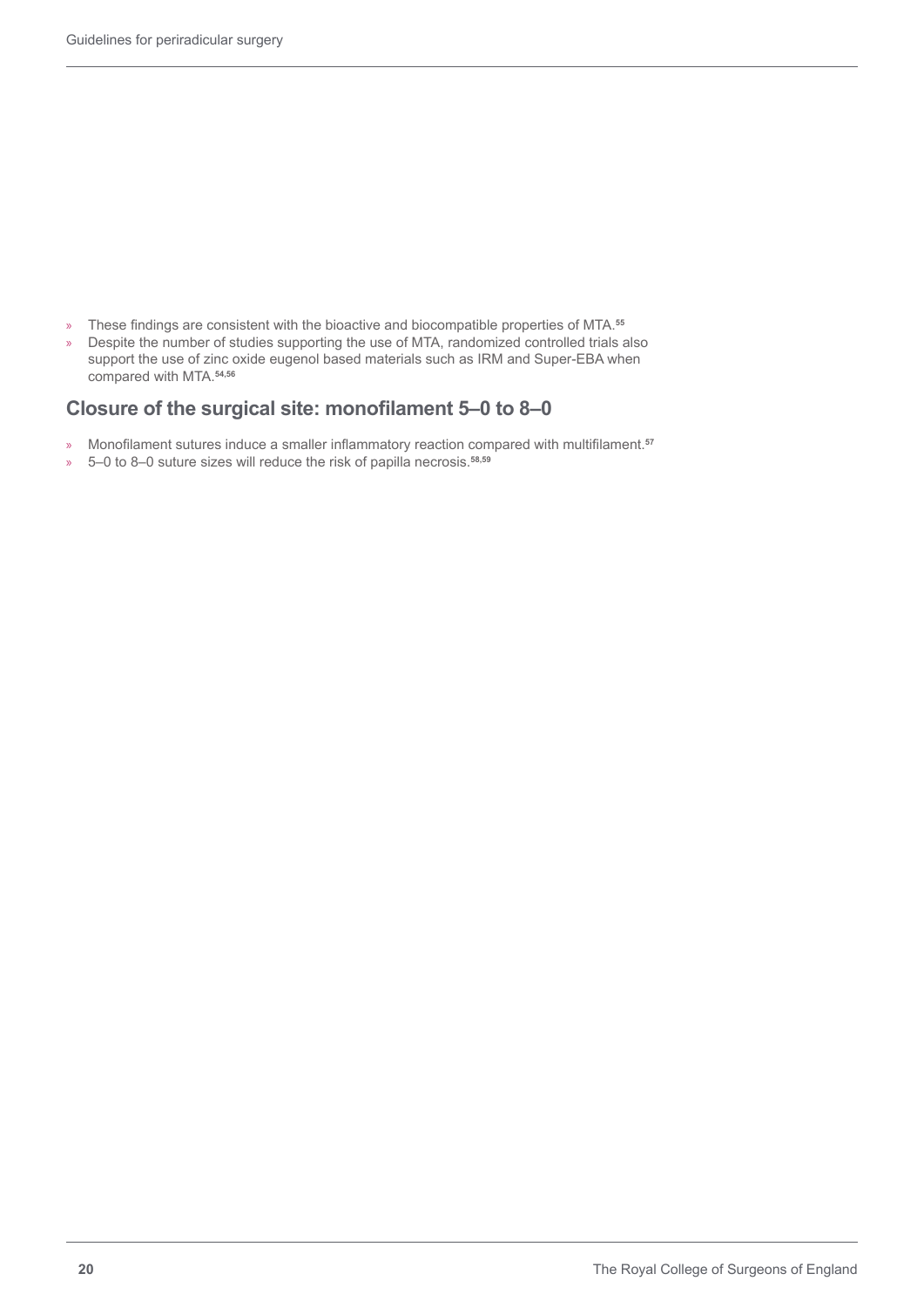- These findings are consistent with the bioactive and biocompatible properties of MTA.[55]
- Despite the number of studies supporting the use of MTA, randomized controlled trials also support the use of zinc oxide eugenol based materials such as IRM and Super-EBA when compared with MTA.[54,56]

## Closure of the surgical site: monofilament 5–0 to 8–0

- Monofilament sutures induce a smaller inflammatory reaction compared with multifilament.[57]
- 5–0 to 8–0 suture sizes will reduce the risk of papilla necrosis.[58,59]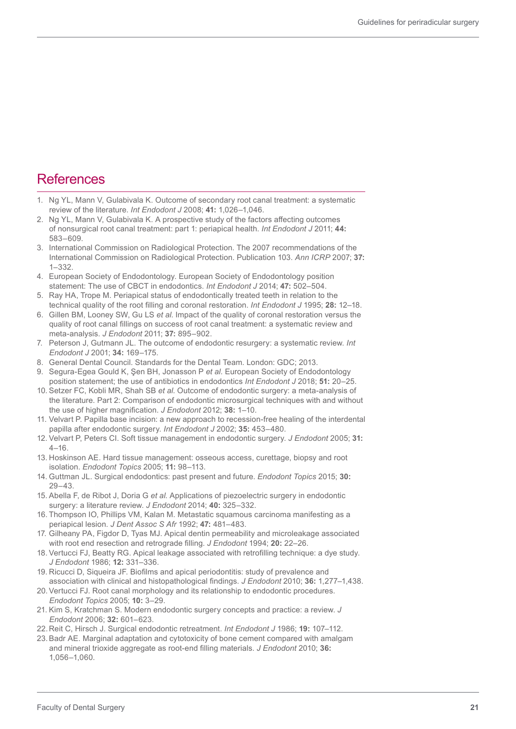# References

1. Ng YL, Mann V, Gulabivala K. Outcome of secondary root canal treatment: a systematic review of the literature. *Int Endodont J* 2008; **41:** 1,026–1,046.
2. Ng YL, Mann V, Gulabivala K. A prospective study of the factors affecting outcomes of nonsurgical root canal treatment: part 1: periapical health. *Int Endodont J* 2011; **44:** 583–609.
3. International Commission on Radiological Protection. The 2007 recommendations of the International Commission on Radiological Protection. Publication 103. *Ann ICRP* 2007; **37:** 1–332.
4. European Society of Endodontology. European Society of Endodontology position statement: The use of CBCT in endodontics. *Int Endodont J* 2014; **47:** 502–504.
5. Ray HA, Trope M. Periapical status of endodontically treated teeth in relation to the technical quality of the root filling and coronal restoration. *Int Endodont J* 1995; **28:** 12–18.
6. Gillen BM, Looney SW, Gu LS *et al.* Impact of the quality of coronal restoration versus the quality of root canal fillings on success of root canal treatment: a systematic review and meta-analysis. *J Endodont* 2011; **37:** 895–902.
7. Peterson J, Gutmann JL. The outcome of endodontic resurgery: a systematic review. *Int Endodont J* 2001; **34:** 169–175.
8. General Dental Council. Standards for the Dental Team. London: GDC; 2013.
9. Segura-Egea Gould K, Şen BH, Jonasson P *et al.* European Society of Endodontology position statement; the use of antibiotics in endodontics *Int Endodont J* 2018; **51:** 20–25.
10. Setzer FC, Kobli MR, Shah SB *et al.* Outcome of endodontic surgery: a meta-analysis of the literature. Part 2: Comparison of endodontic microsurgical techniques with and without the use of higher magnification. *J Endodont* 2012; **38:** 1–10.
11. Velvart P. Papilla base incision: a new approach to recession-free healing of the interdental papilla after endodontic surgery. *Int Endodont J* 2002; **35:** 453–480.
12. Velvart P, Peters CI. Soft tissue management in endodontic surgery. *J Endodont* 2005; **31:** 4–16.
13. Hoskinson AE. Hard tissue management: osseous access, curettage, biopsy and root isolation. *Endodont Topics* 2005; **11:** 98–113.
14. Guttman JL. Surgical endodontics: past present and future. *Endodont Topics* 2015; **30:** 29–43.
15. Abella F, de Ribot J, Doria G *et al.* Applications of piezoelectric surgery in endodontic surgery: a literature review. *J Endodont* 2014; **40:** 325–332.
16. Thompson IO, Phillips VM, Kalan M. Metastatic squamous carcinoma manifesting as a periapical lesion. *J Dent Assoc S Afr* 1992; **47:** 481–483.
17. Gilheany PA, Figdor D, Tyas MJ. Apical dentin permeability and microleakage associated with root end resection and retrograde filling. *J Endodont* 1994; **20:** 22–26.
18. Vertucci FJ, Beatty RG. Apical leakage associated with retrofilling technique: a dye study. *J Endodont* 1986; **12:** 331–336.
19. Ricucci D, Siqueira JF. Biofilms and apical periodontitis: study of prevalence and association with clinical and histopathological findings. *J Endodont* 2010; **36:** 1,277–1,438.
20. Vertucci FJ. Root canal morphology and its relationship to endodontic procedures. *Endodont Topics* 2005; **10:** 3–29.
21. Kim S, Kratchman S. Modern endodontic surgery concepts and practice: a review. *J Endodont* 2006; **32:** 601–623.
22. Reit C, Hirsch J. Surgical endodontic retreatment. *Int Endodont J* 1986; **19:** 107–112.
23. Badr AE. Marginal adaptation and cytotoxicity of bone cement compared with amalgam and mineral trioxide aggregate as root-end filling materials. *J Endodont* 2010; **36:** 1,056–1,060.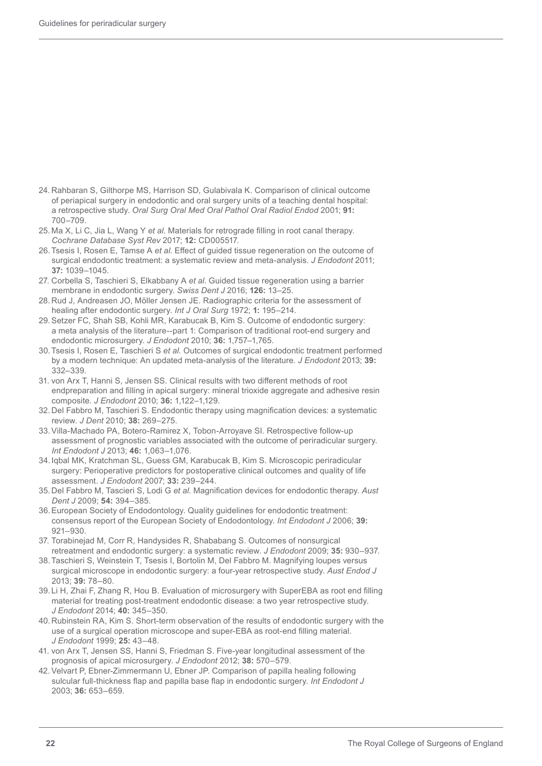24. Rahbaran S, Gilthorpe MS, Harrison SD, Gulabivala K. Comparison of clinical outcome of periapical surgery in endodontic and oral surgery units of a teaching dental hospital: a retrospective study. *Oral Surg Oral Med Oral Pathol Oral Radiol Endod* 2001; **91:** 700–709.
25. Ma X, Li C, Jia L, Wang Y *et al*. Materials for retrograde filling in root canal therapy. *Cochrane Database Syst Rev* 2017; **12:** CD005517.
26. Tsesis I, Rosen E, Tamse A *et al*. Effect of guided tissue regeneration on the outcome of surgical endodontic treatment: a systematic review and meta-analysis. *J Endodont* 2011; **37:** 1039–1045.
27. Corbella S, Taschieri S, Elkabbany A *et al*. Guided tissue regeneration using a barrier membrane in endodontic surgery. *Swiss Dent J* 2016; **126:** 13–25.
28. Rud J, Andreasen JO, Möller Jensen JE. Radiographic criteria for the assessment of healing after endodontic surgery. *Int J Oral Surg* 1972; **1:** 195–214.
29. Setzer FC, Shah SB, Kohli MR, Karabucak B, Kim S. Outcome of endodontic surgery: a meta analysis of the literature--part 1: Comparison of traditional root-end surgery and endodontic microsurgery. *J Endodont* 2010; **36:** 1,757–1,765.
30. Tsesis I, Rosen E, Taschieri S *et al.* Outcomes of surgical endodontic treatment performed by a modern technique: An updated meta-analysis of the literature. *J Endodont* 2013; **39:** 332–339.
31. von Arx T, Hanni S, Jensen SS. Clinical results with two different methods of root endpreparation and filling in apical surgery: mineral trioxide aggregate and adhesive resin composite. *J Endodont* 2010; **36:** 1,122–1,129.
32. Del Fabbro M, Taschieri S. Endodontic therapy using magnification devices: a systematic review. *J Dent* 2010; **38:** 269–275.
33. Villa-Machado PA, Botero-Ramirez X, Tobon-Arroyave SI. Retrospective follow-up assessment of prognostic variables associated with the outcome of periradicular surgery. *Int Endodont J* 2013; **46:** 1,063–1,076.
34. Iqbal MK, Kratchman SL, Guess GM, Karabucak B, Kim S. Microscopic periradicular surgery: Perioperative predictors for postoperative clinical outcomes and quality of life assessment. *J Endodont* 2007; **33:** 239–244.
35. Del Fabbro M, Tascieri S, Lodi G *et al.* Magnification devices for endodontic therapy. *Aust Dent J* 2009; **54:** 394–385.
36. European Society of Endodontology. Quality guidelines for endodontic treatment: consensus report of the European Society of Endodontology. *Int Endodont J* 2006; **39:** 921–930.
37. Torabinejad M, Corr R, Handysides R, Shabahang S. Outcomes of nonsurgical retreatment and endodontic surgery: a systematic review. *J Endodont* 2009; **35:** 930–937.
38. Taschieri S, Weinstein T, Tsesis I, Bortolin M, Del Fabbro M. Magnifying loupes versus surgical microscope in endodontic surgery: a four-year retrospective study. *Aust Endod J* 2013; **39:** 78–80.
39. Li H, Zhai F, Zhang R, Hou B. Evaluation of microsurgery with SuperEBA as root end filling material for treating post-treatment endodontic disease: a two year retrospective study. *J Endodont* 2014; **40:** 345–350.
40. Rubinstein RA, Kim S. Short-term observation of the results of endodontic surgery with the use of a surgical operation microscope and super-EBA as root-end filling material. *J Endodont* 1999; **25:** 43–48.
41. von Arx T, Jensen SS, Hanni S, Friedman S. Five-year longitudinal assessment of the prognosis of apical microsurgery. *J Endodont* 2012; **38:** 570–579.
42. Velvart P, Ebner-Zimmermann U, Ebner JP. Comparison of papilla healing following sulcular full-thickness flap and papilla base flap in endodontic surgery. *Int Endodont J* 2003; **36:** 653–659.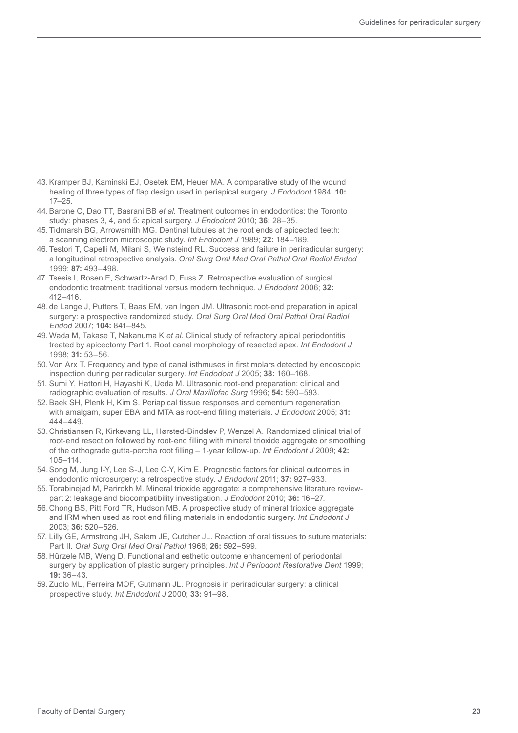43. Kramper BJ, Kaminski EJ, Osetek EM, Heuer MA. A comparative study of the wound healing of three types of flap design used in periapical surgery. *J Endodont* 1984; **10:** 17–25.
44. Barone C, Dao TT, Basrani BB *et al.* Treatment outcomes in endodontics: the Toronto study: phases 3, 4, and 5: apical surgery. *J Endodont* 2010; **36:** 28–35.
45. Tidmarsh BG, Arrowsmith MG. Dentinal tubules at the root ends of apicected teeth: a scanning electron microscopic study. *Int Endodont J* 1989; **22:** 184–189.
46. Testori T, Capelli M, Milani S, Weinsteind RL. Success and failure in periradicular surgery: a longitudinal retrospective analysis. *Oral Surg Oral Med Oral Pathol Oral Radiol Endod* 1999; **87:** 493–498.
47. Tsesis I, Rosen E, Schwartz-Arad D, Fuss Z. Retrospective evaluation of surgical endodontic treatment: traditional versus modern technique. *J Endodont* 2006; **32:** 412–416.
48. de Lange J, Putters T, Baas EM, van Ingen JM. Ultrasonic root-end preparation in apical surgery: a prospective randomized study. *Oral Surg Oral Med Oral Pathol Oral Radiol Endod* 2007; **104:** 841–845.
49. Wada M, Takase T, Nakanuma K *et al.* Clinical study of refractory apical periodontitis treated by apicectomy Part 1. Root canal morphology of resected apex. *Int Endodont J* 1998; **31:** 53–56.
50. Von Arx T. Frequency and type of canal isthmuses in first molars detected by endoscopic inspection during periradicular surgery. *Int Endodont J* 2005; **38:** 160–168.
51. Sumi Y, Hattori H, Hayashi K, Ueda M. Ultrasonic root-end preparation: clinical and radiographic evaluation of results. *J Oral Maxillofac Surg* 1996; **54:** 590–593.
52. Baek SH, Plenk H, Kim S. Periapical tissue responses and cementum regeneration with amalgam, super EBA and MTA as root-end filling materials. *J Endodont* 2005; **31:** 444–449.
53. Christiansen R, Kirkevang LL, Hørsted-Bindslev P, Wenzel A. Randomized clinical trial of root-end resection followed by root-end filling with mineral trioxide aggregate or smoothing of the orthograde gutta-percha root filling – 1-year follow-up. *Int Endodont J* 2009; **42:** 105–114.
54. Song M, Jung I-Y, Lee S-J, Lee C-Y, Kim E. Prognostic factors for clinical outcomes in endodontic microsurgery: a retrospective study. *J Endodont* 2011; **37:** 927–933.
55. Torabinejad M, Parirokh M. Mineral trioxide aggregate: a comprehensive literature review-part 2: leakage and biocompatibility investigation. *J Endodont* 2010; **36:** 16–27.
56. Chong BS, Pitt Ford TR, Hudson MB. A prospective study of mineral trioxide aggregate and IRM when used as root end filling materials in endodontic surgery. *Int Endodont J* 2003; **36:** 520–526.
57. Lilly GE, Armstrong JH, Salem JE, Cutcher JL. Reaction of oral tissues to suture materials: Part II. *Oral Surg Oral Med Oral Pathol* 1968; **26:** 592–599.
58. Hürzele MB, Weng D. Functional and esthetic outcome enhancement of periodontal surgery by application of plastic surgery principles. *Int J Periodont Restorative Dent* 1999; **19:** 36–43.
59. Zuolo ML, Ferreira MOF, Gutmann JL. Prognosis in periradicular surgery: a clinical prospective study. *Int Endodont J* 2000; **33:** 91–98.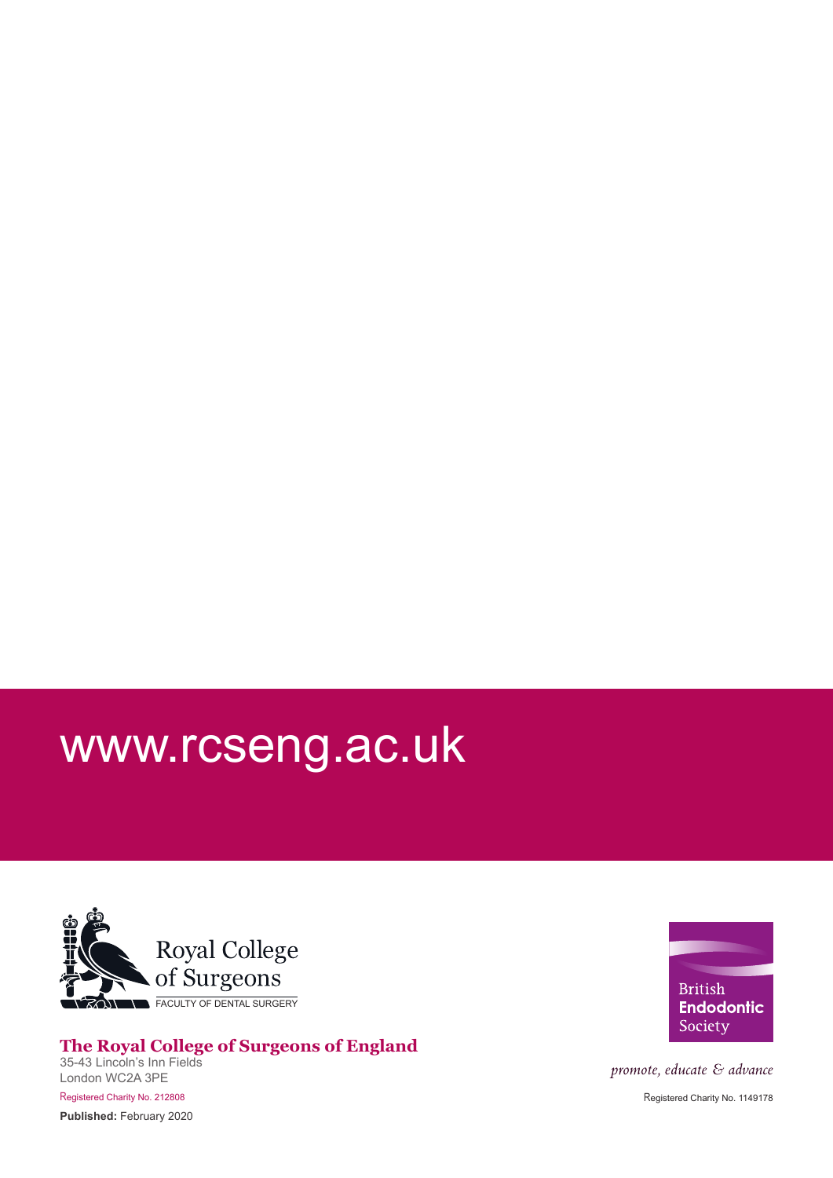www.rcseng.ac.uk

Royal College of Surgeons

FACULTY OF DENTAL SURGERY

**The Royal College of Surgeons of England**

35-43 Lincoln's Inn Fields
London WC2A 3PE

Registered Charity No. 212808

**Published:** February 2020

British **Endodontic** Society

*promote, educate & advance*

Registered Charity No. 1149178